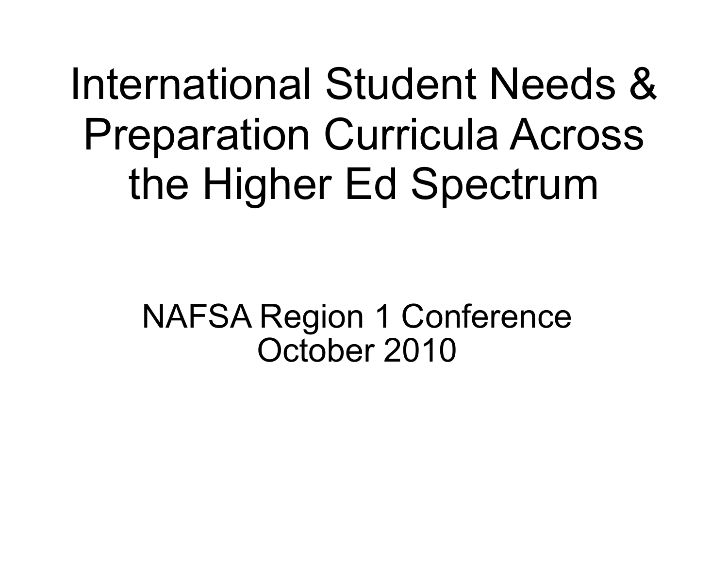# International Student Needs & Preparation Curricula Across the Higher Ed Spectrum

NAFSA Region 1 Conference
October 2010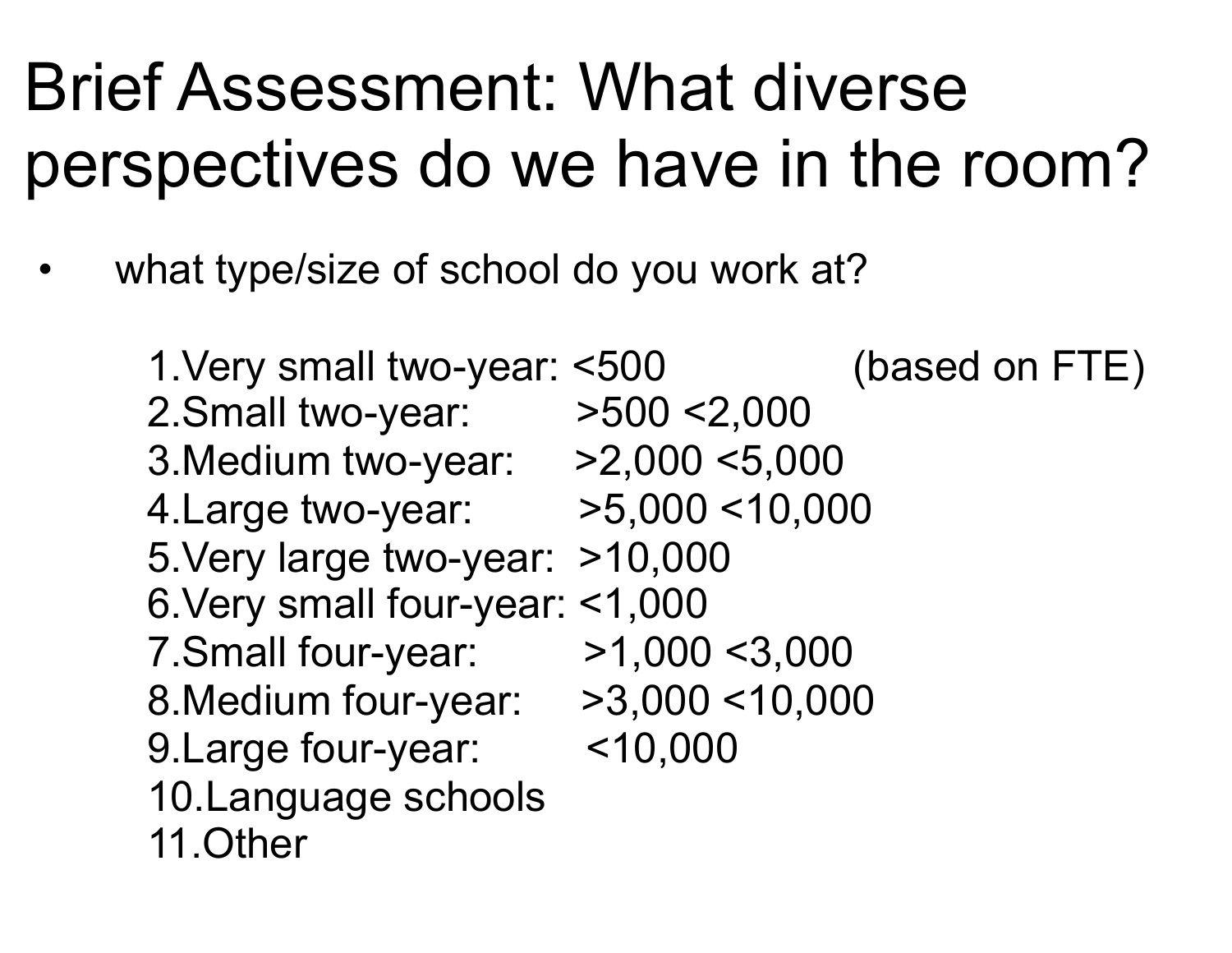# Brief Assessment: What diverse perspectives do we have in the room?

- what type/size of school do you work at?

  1. Very small two-year: <500 (based on FTE)
  2. Small two-year: >500 <2,000
  3. Medium two-year: >2,000 <5,000
  4. Large two-year: >5,000 <10,000
  5. Very large two-year: >10,000
  6. Very small four-year: <1,000
  7. Small four-year: >1,000 <3,000
  8. Medium four-year: >3,000 <10,000
  9. Large four-year: <10,000
  10. Language schools
  11. Other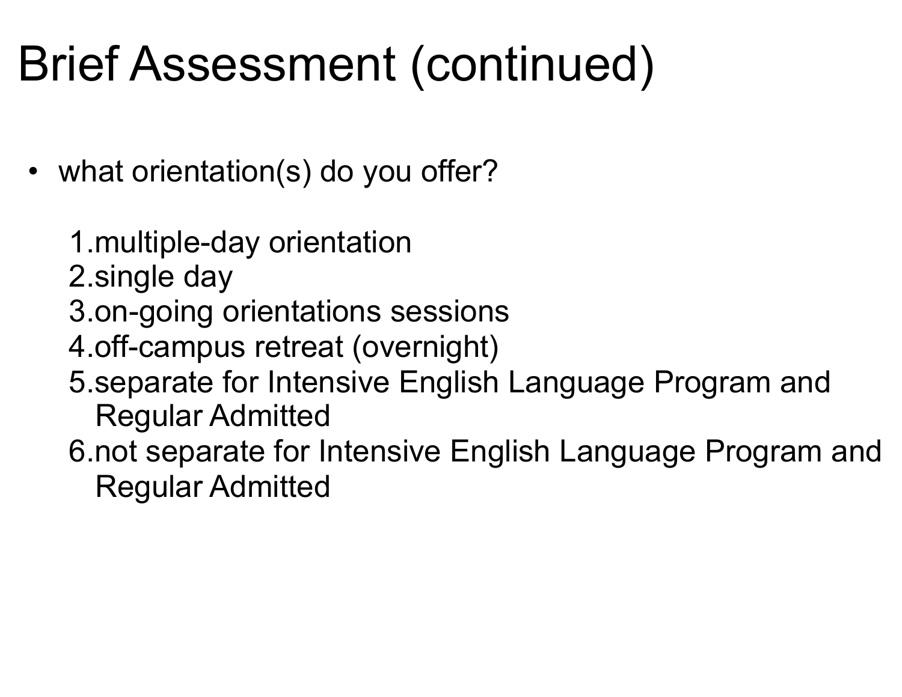# Brief Assessment (continued)

- what orientation(s) do you offer?

  1. multiple-day orientation
  2. single day
  3. on-going orientations sessions
  4. off-campus retreat (overnight)
  5. separate for Intensive English Language Program and Regular Admitted
  6. not separate for Intensive English Language Program and Regular Admitted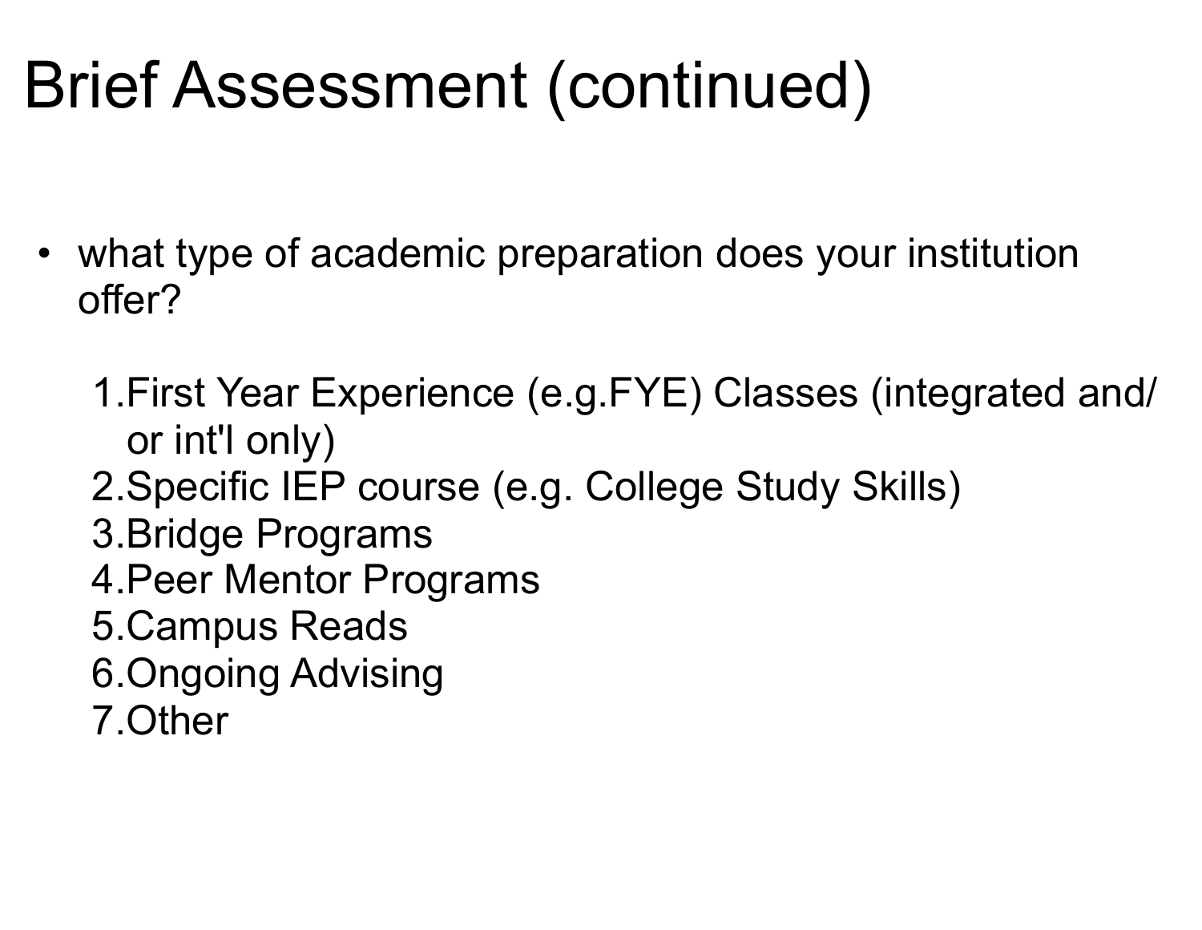# Brief Assessment (continued)

- what type of academic preparation does your institution offer?

  1. First Year Experience (e.g.FYE) Classes (integrated and/or int'l only)
  2. Specific IEP course (e.g. College Study Skills)
  3. Bridge Programs
  4. Peer Mentor Programs
  5. Campus Reads
  6. Ongoing Advising
  7. Other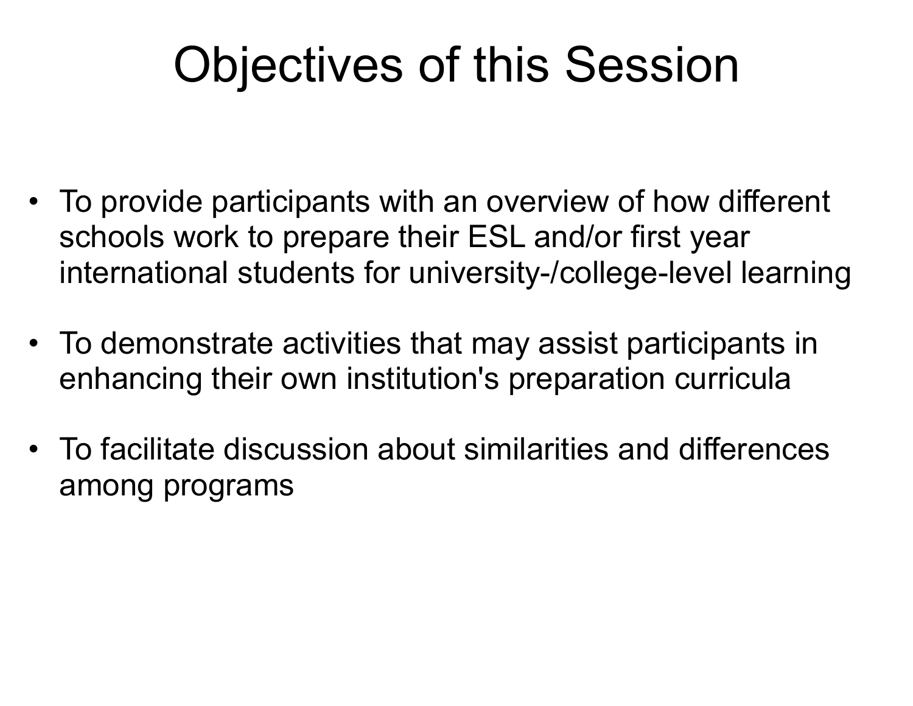# Objectives of this Session

- To provide participants with an overview of how different schools work to prepare their ESL and/or first year international students for university-/college-level learning
- To demonstrate activities that may assist participants in enhancing their own institution's preparation curricula
- To facilitate discussion about similarities and differences among programs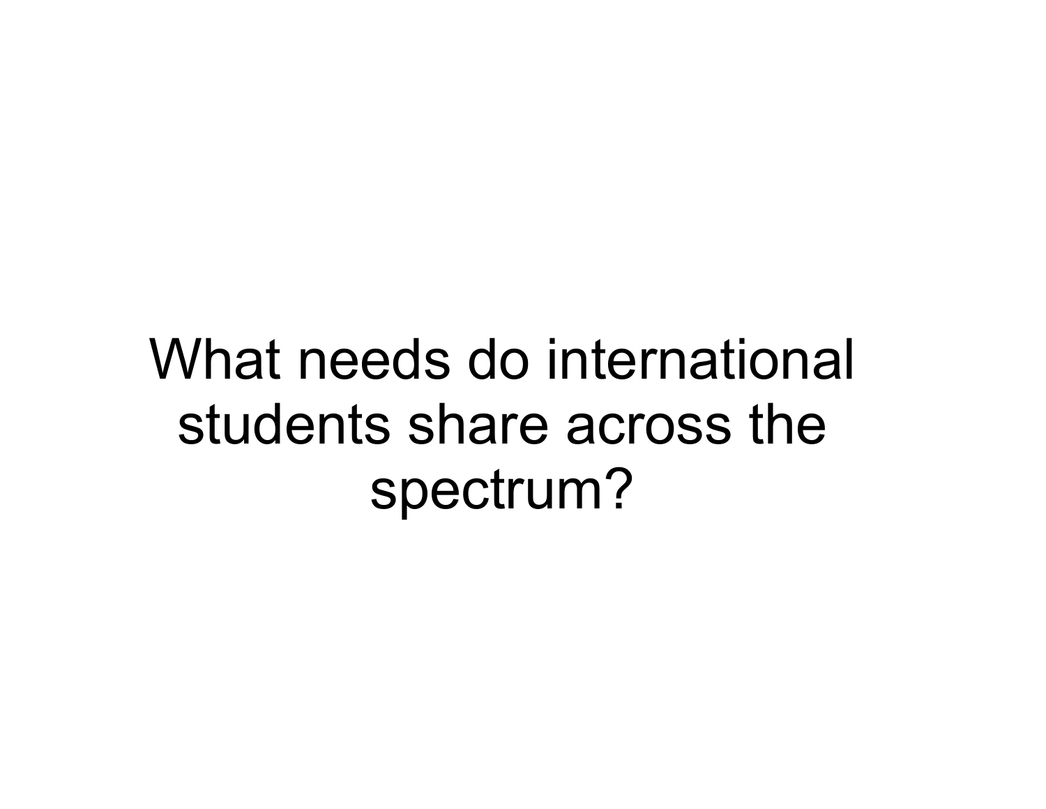# What needs do international students share across the spectrum?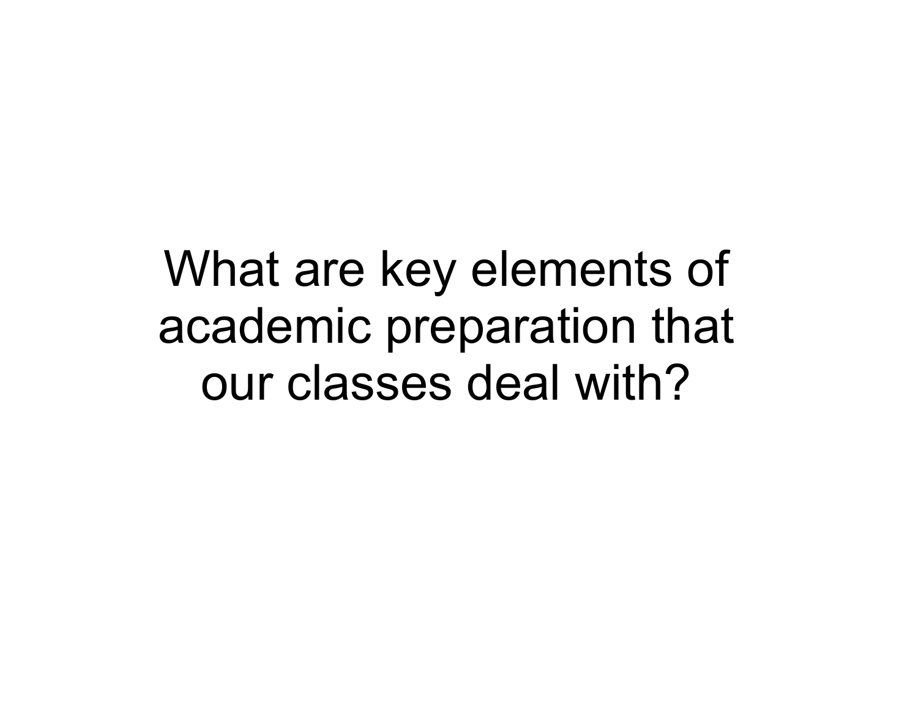What are key elements of academic preparation that our classes deal with?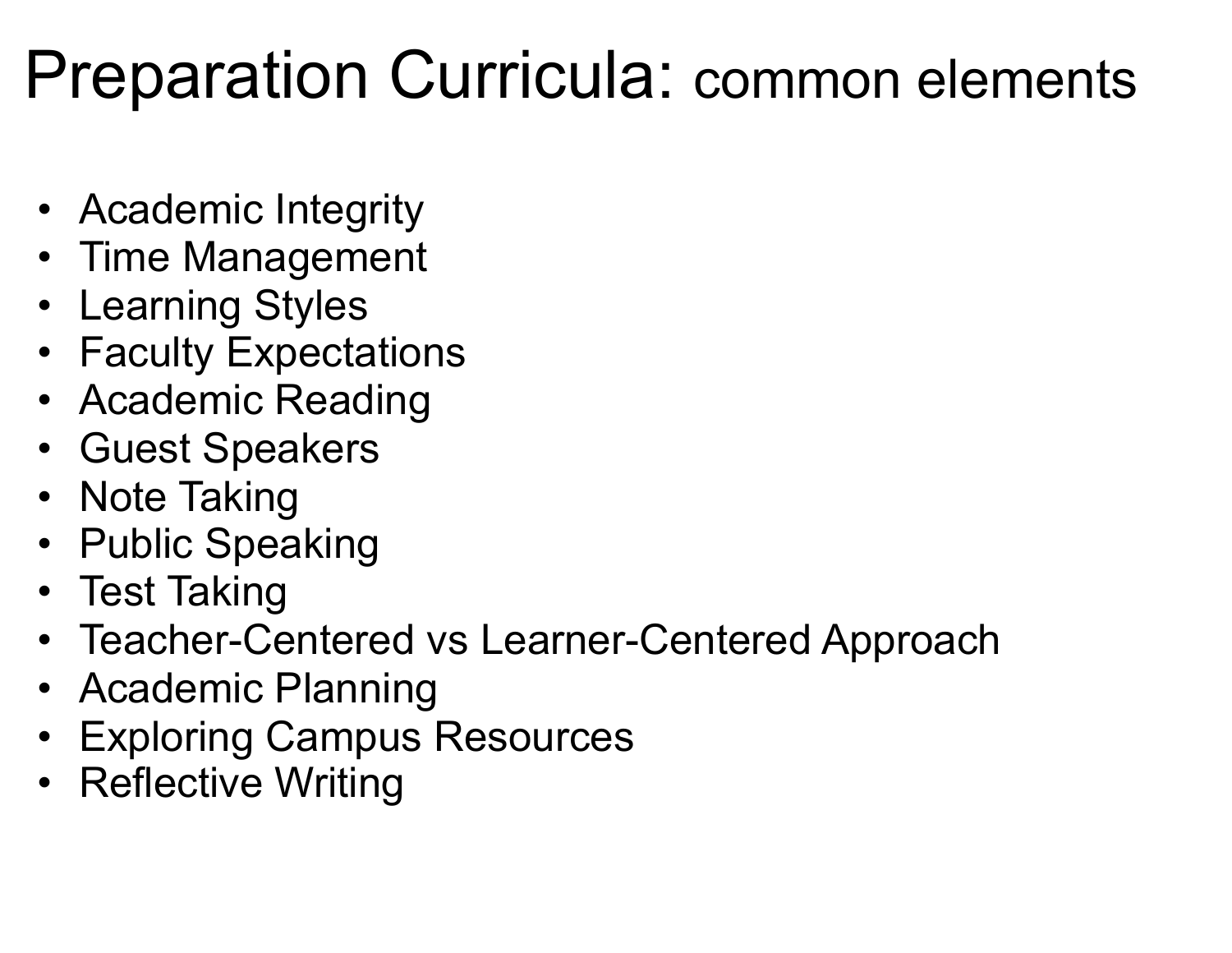# Preparation Curricula: common elements

- Academic Integrity
- Time Management
- Learning Styles
- Faculty Expectations
- Academic Reading
- Guest Speakers
- Note Taking
- Public Speaking
- Test Taking
- Teacher-Centered vs Learner-Centered Approach
- Academic Planning
- Exploring Campus Resources
- Reflective Writing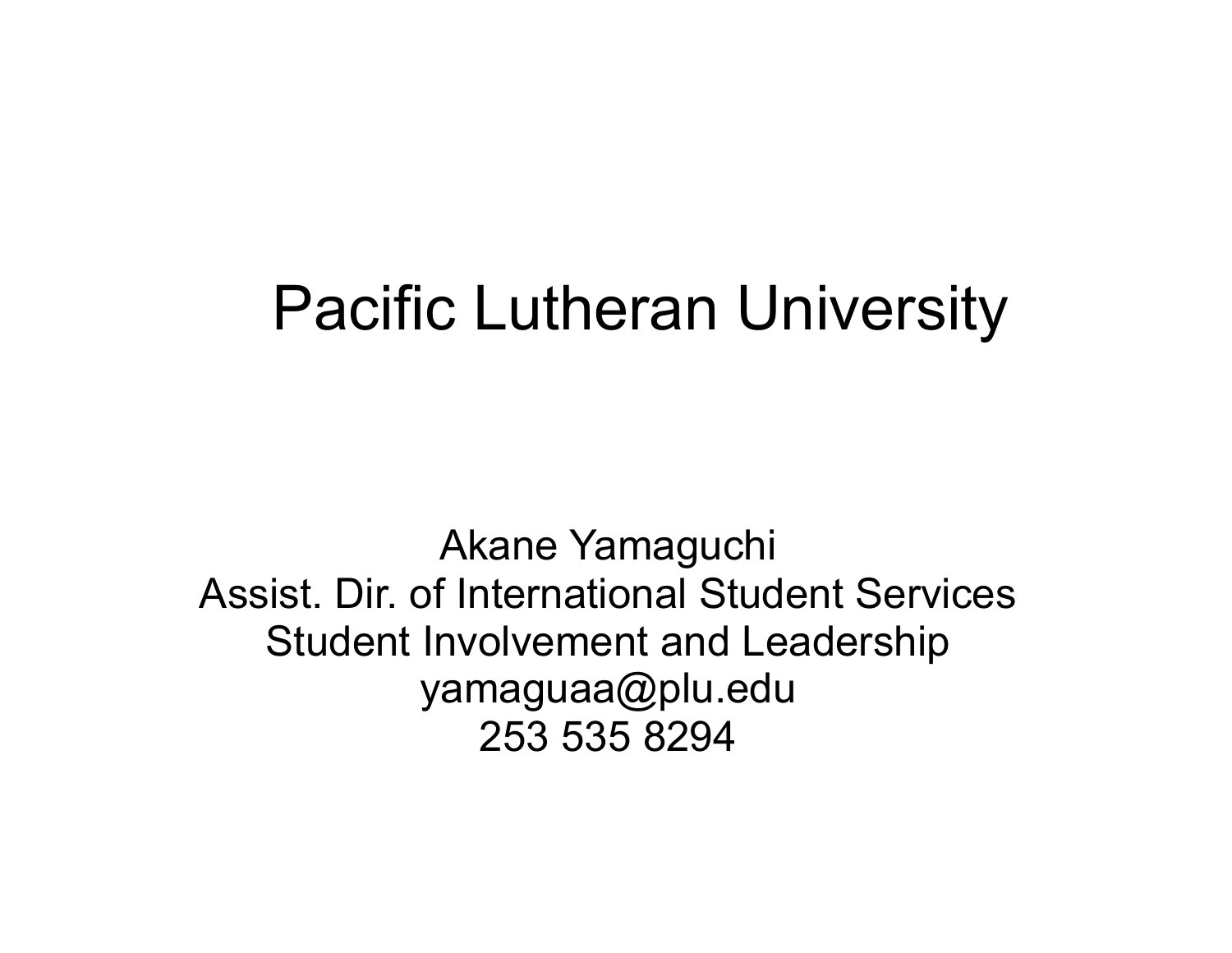# Pacific Lutheran University

Akane Yamaguchi
Assist. Dir. of International Student Services
Student Involvement and Leadership
yamaguaa@plu.edu
253 535 8294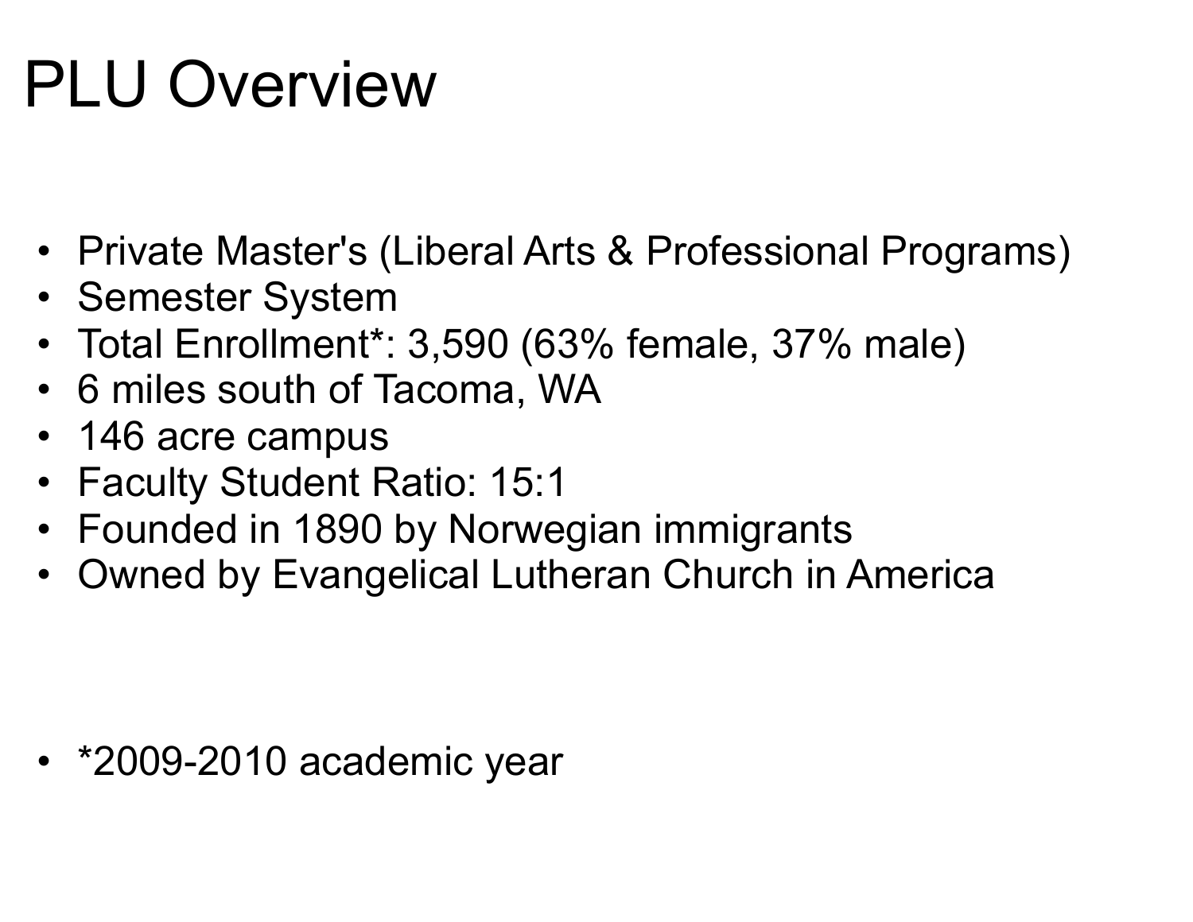# PLU Overview

- Private Master's (Liberal Arts & Professional Programs)
- Semester System
- Total Enrollment*: 3,590 (63% female, 37% male)
- 6 miles south of Tacoma, WA
- 146 acre campus
- Faculty Student Ratio: 15:1
- Founded in 1890 by Norwegian immigrants
- Owned by Evangelical Lutheran Church in America

- *2009-2010 academic year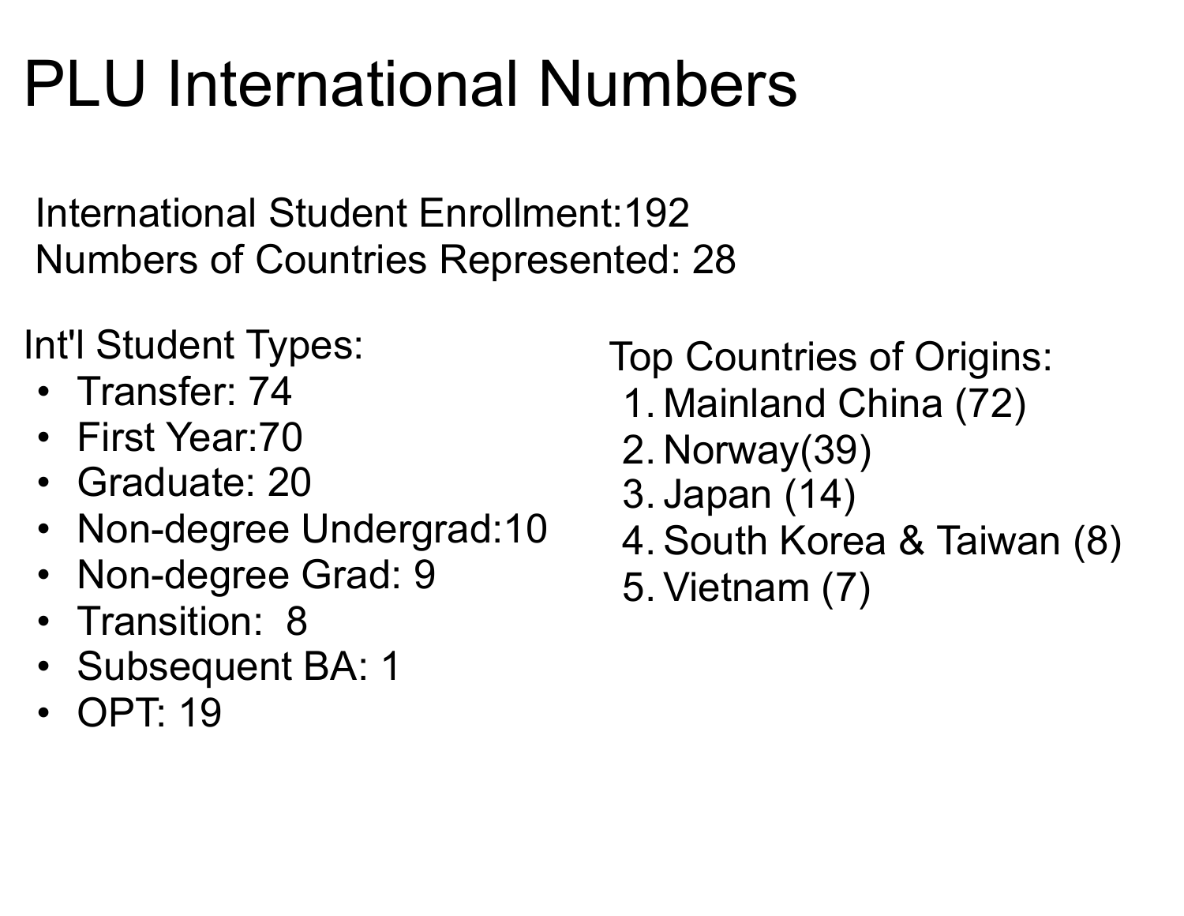# PLU International Numbers

International Student Enrollment:192
Numbers of Countries Represented: 28

Int'l Student Types:

- Transfer: 74
- First Year:70
- Graduate: 20
- Non-degree Undergrad:10
- Non-degree Grad: 9
- Transition: 8
- Subsequent BA: 1
- OPT: 19

Top Countries of Origins:

1. Mainland China (72)
2. Norway(39)
3. Japan (14)
4. South Korea & Taiwan (8)
5. Vietnam (7)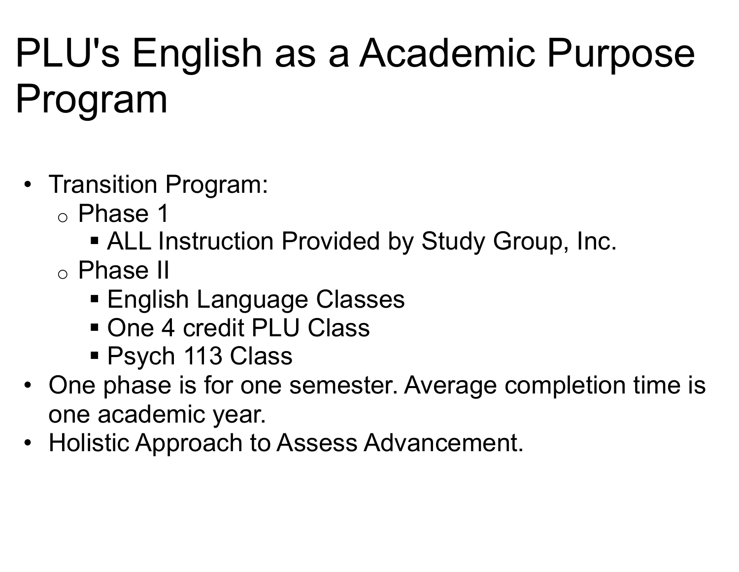# PLU's English as a Academic Purpose Program

- Transition Program:
  - Phase 1
    - ALL Instruction Provided by Study Group, Inc.
  - Phase II
    - English Language Classes
    - One 4 credit PLU Class
    - Psych 113 Class
- One phase is for one semester. Average completion time is one academic year.
- Holistic Approach to Assess Advancement.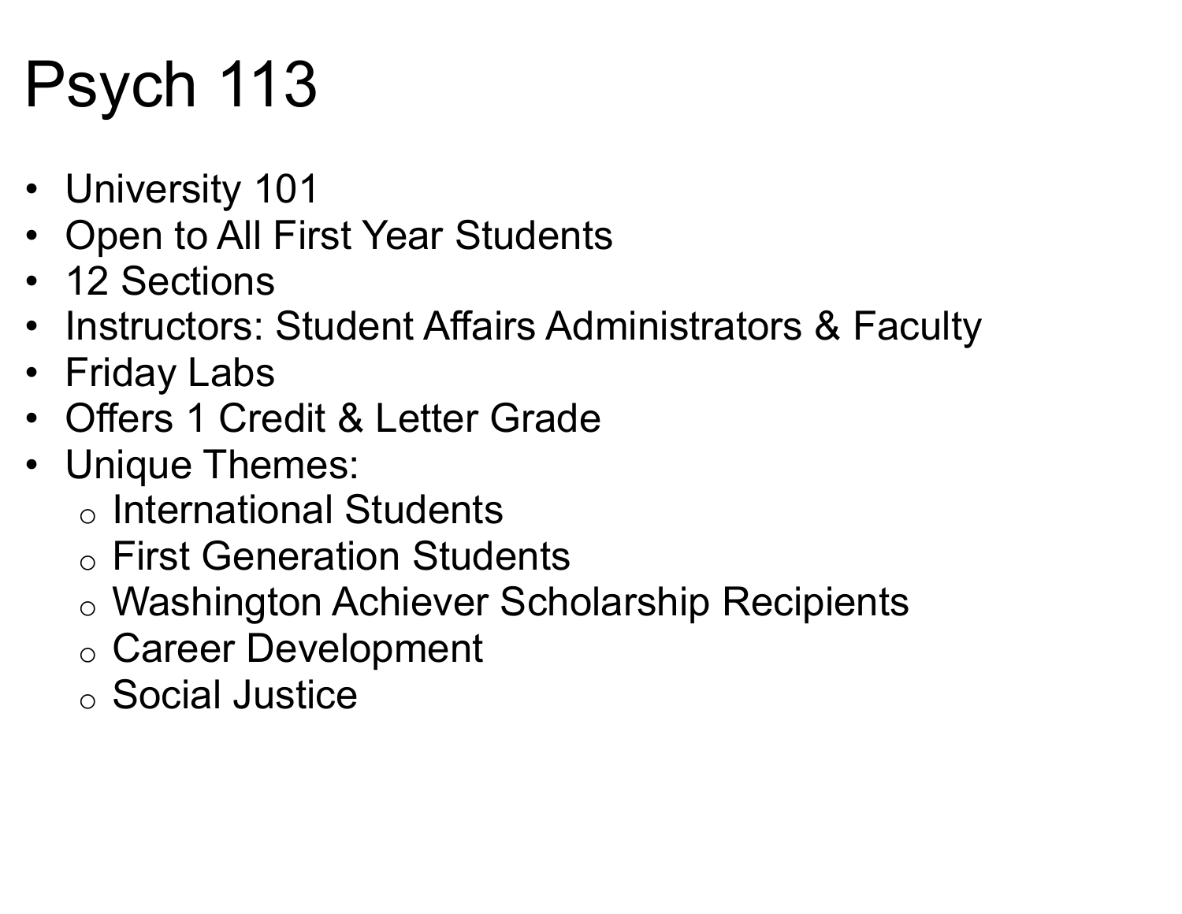# Psych 113

- University 101
- Open to All First Year Students
- 12 Sections
- Instructors: Student Affairs Administrators & Faculty
- Friday Labs
- Offers 1 Credit & Letter Grade
- Unique Themes:
  - International Students
  - First Generation Students
  - Washington Achiever Scholarship Recipients
  - Career Development
  - Social Justice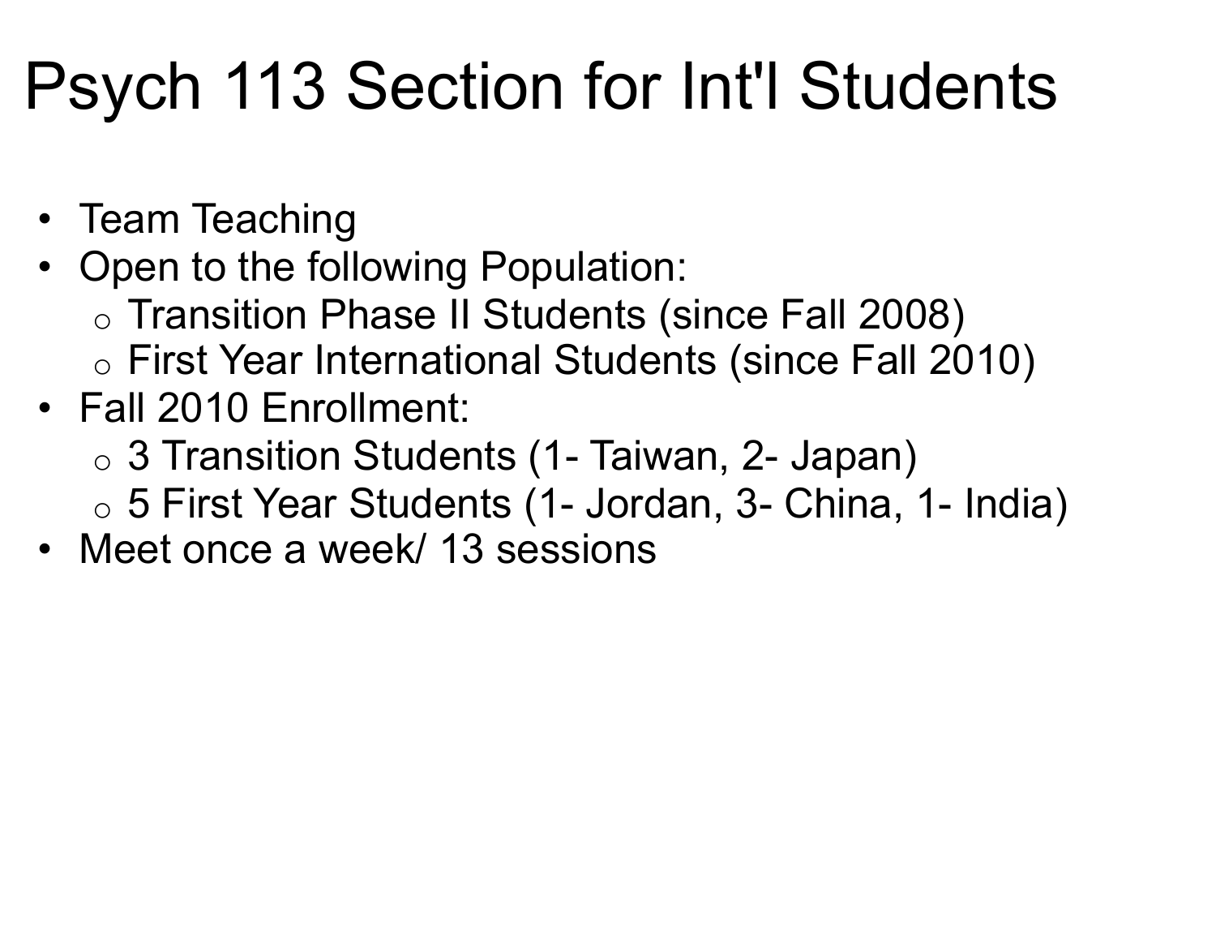# Psych 113 Section for Int'l Students

- Team Teaching
- Open to the following Population:
  - Transition Phase II Students (since Fall 2008)
  - First Year International Students (since Fall 2010)
- Fall 2010 Enrollment:
  - 3 Transition Students (1- Taiwan, 2- Japan)
  - 5 First Year Students (1- Jordan, 3- China, 1- India)
- Meet once a week/ 13 sessions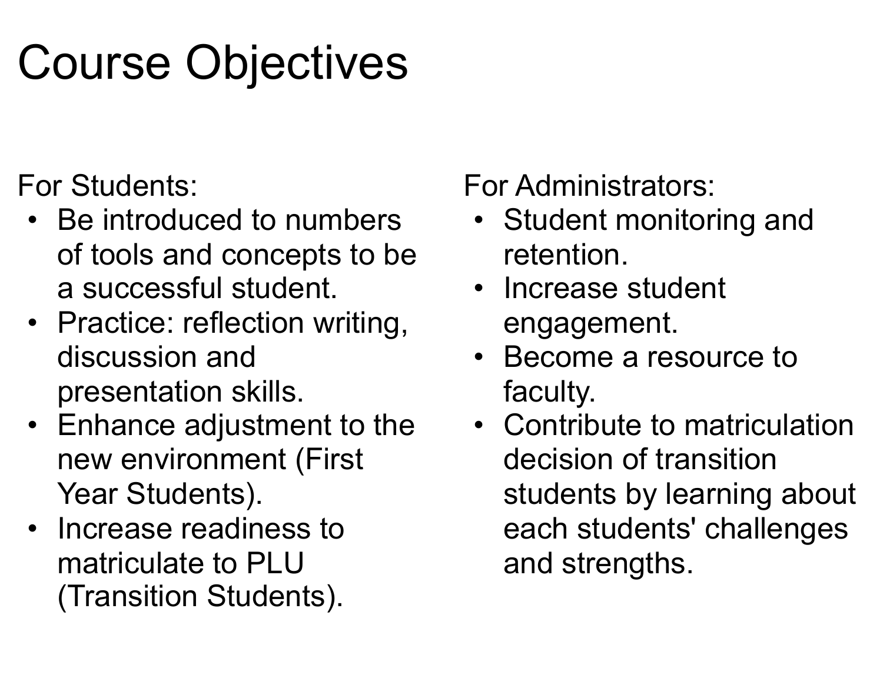# Course Objectives

For Students:

- Be introduced to numbers of tools and concepts to be a successful student.
- Practice: reflection writing, discussion and presentation skills.
- Enhance adjustment to the new environment (First Year Students).
- Increase readiness to matriculate to PLU (Transition Students).

For Administrators:

- Student monitoring and retention.
- Increase student engagement.
- Become a resource to faculty.
- Contribute to matriculation decision of transition students by learning about each students' challenges and strengths.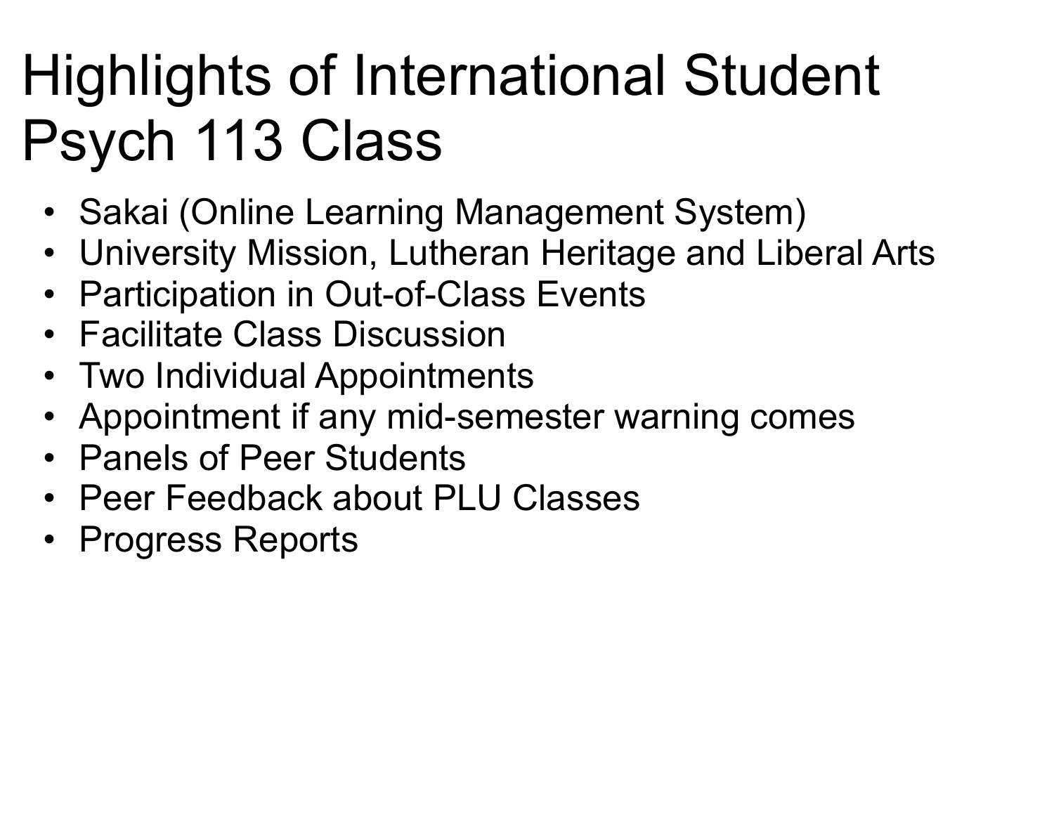# Highlights of International Student Psych 113 Class

- Sakai (Online Learning Management System)
- University Mission, Lutheran Heritage and Liberal Arts
- Participation in Out-of-Class Events
- Facilitate Class Discussion
- Two Individual Appointments
- Appointment if any mid-semester warning comes
- Panels of Peer Students
- Peer Feedback about PLU Classes
- Progress Reports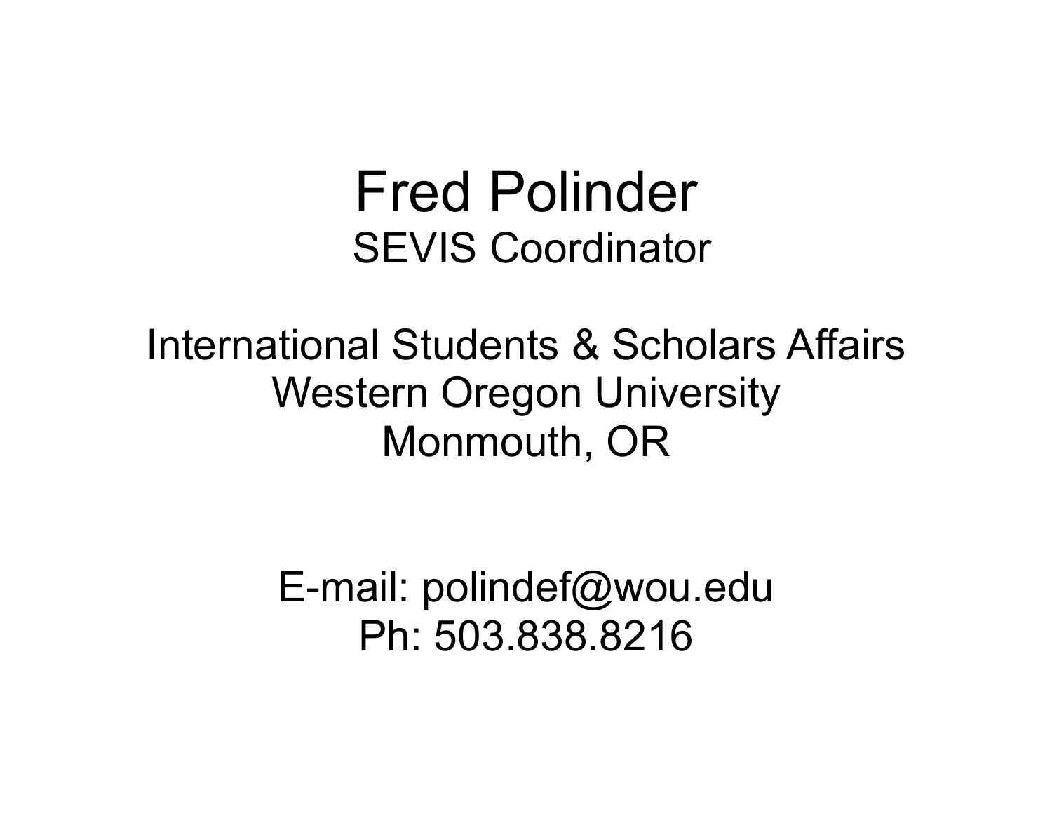# Fred Polinder

SEVIS Coordinator

International Students & Scholars Affairs
Western Oregon University
Monmouth, OR

E-mail: polindef@wou.edu
Ph: 503.838.8216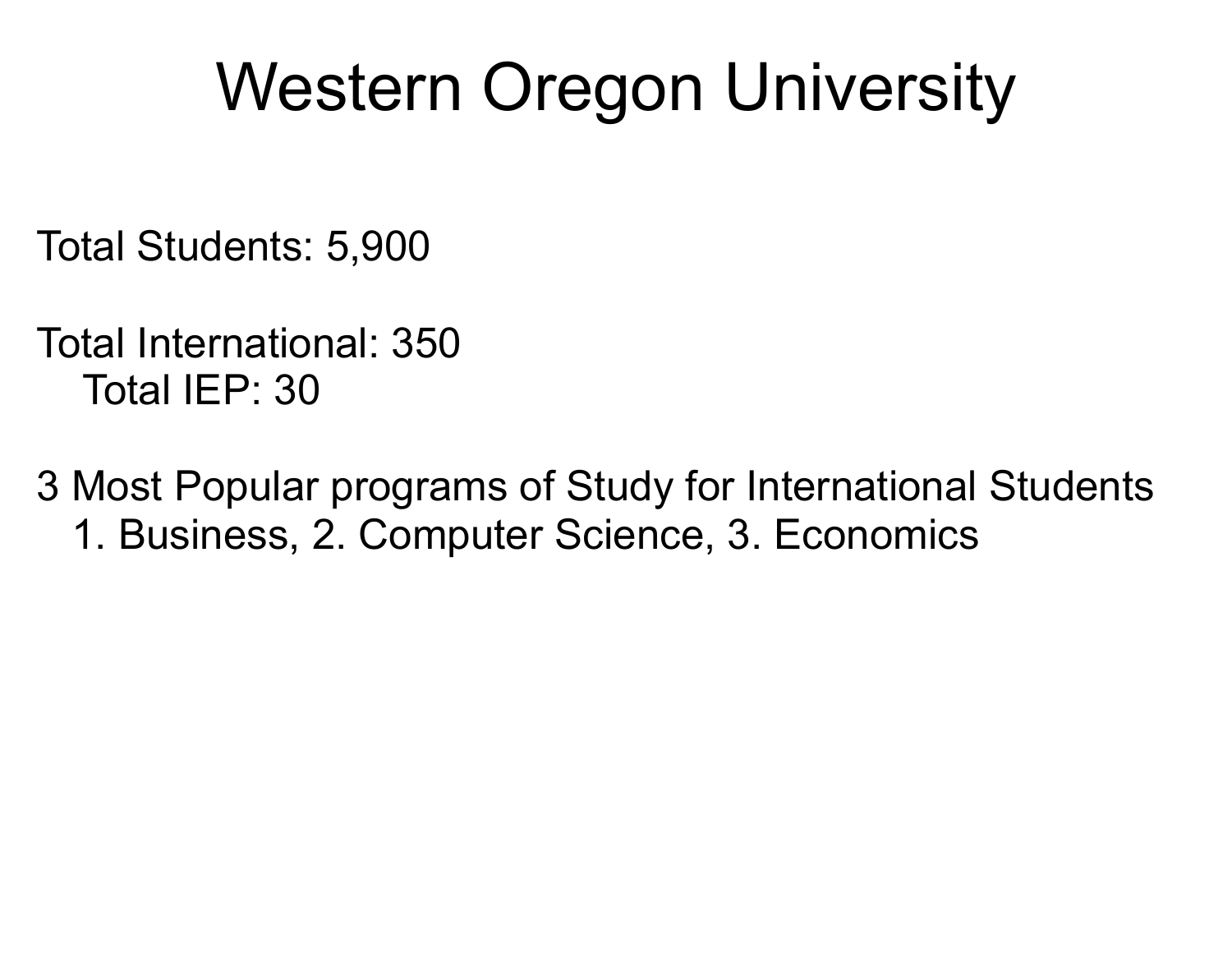# Western Oregon University

Total Students: 5,900

Total International: 350
  Total IEP: 30

3 Most Popular programs of Study for International Students
  1. Business, 2. Computer Science, 3. Economics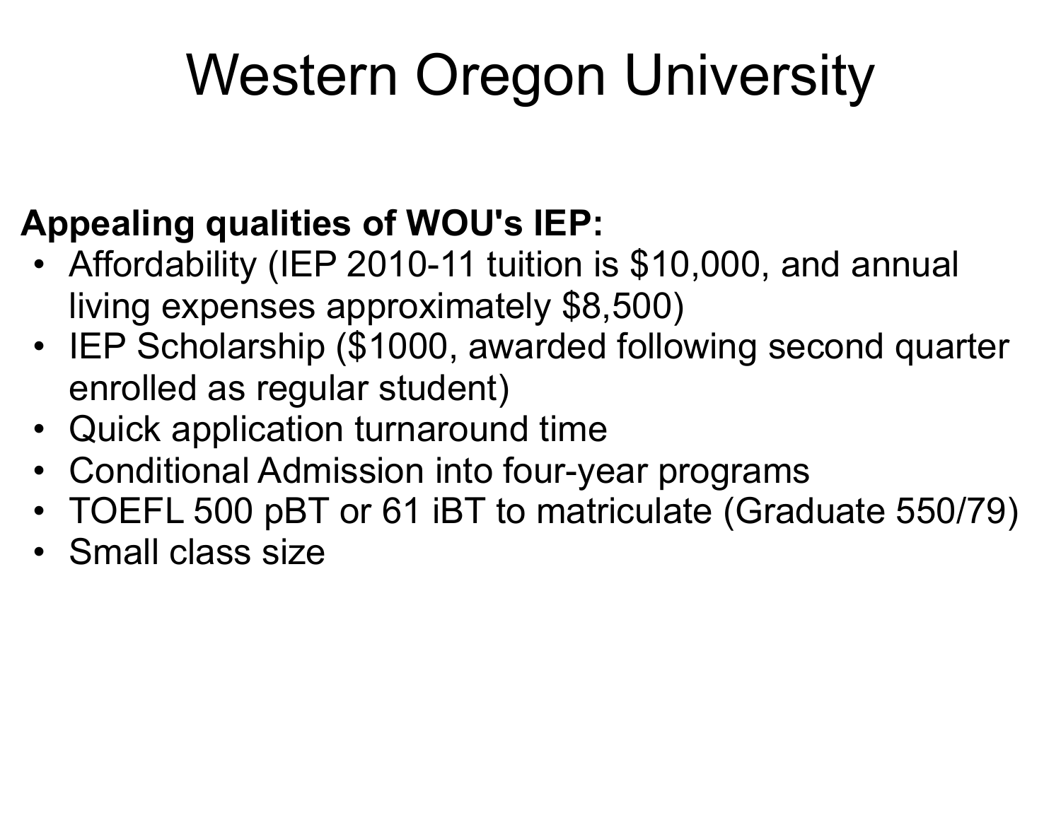# Western Oregon University

**Appealing qualities of WOU's IEP:**

- Affordability (IEP 2010-11 tuition is $10,000, and annual living expenses approximately $8,500)
- IEP Scholarship ($1000, awarded following second quarter enrolled as regular student)
- Quick application turnaround time
- Conditional Admission into four-year programs
- TOEFL 500 pBT or 61 iBT to matriculate (Graduate 550/79)
- Small class size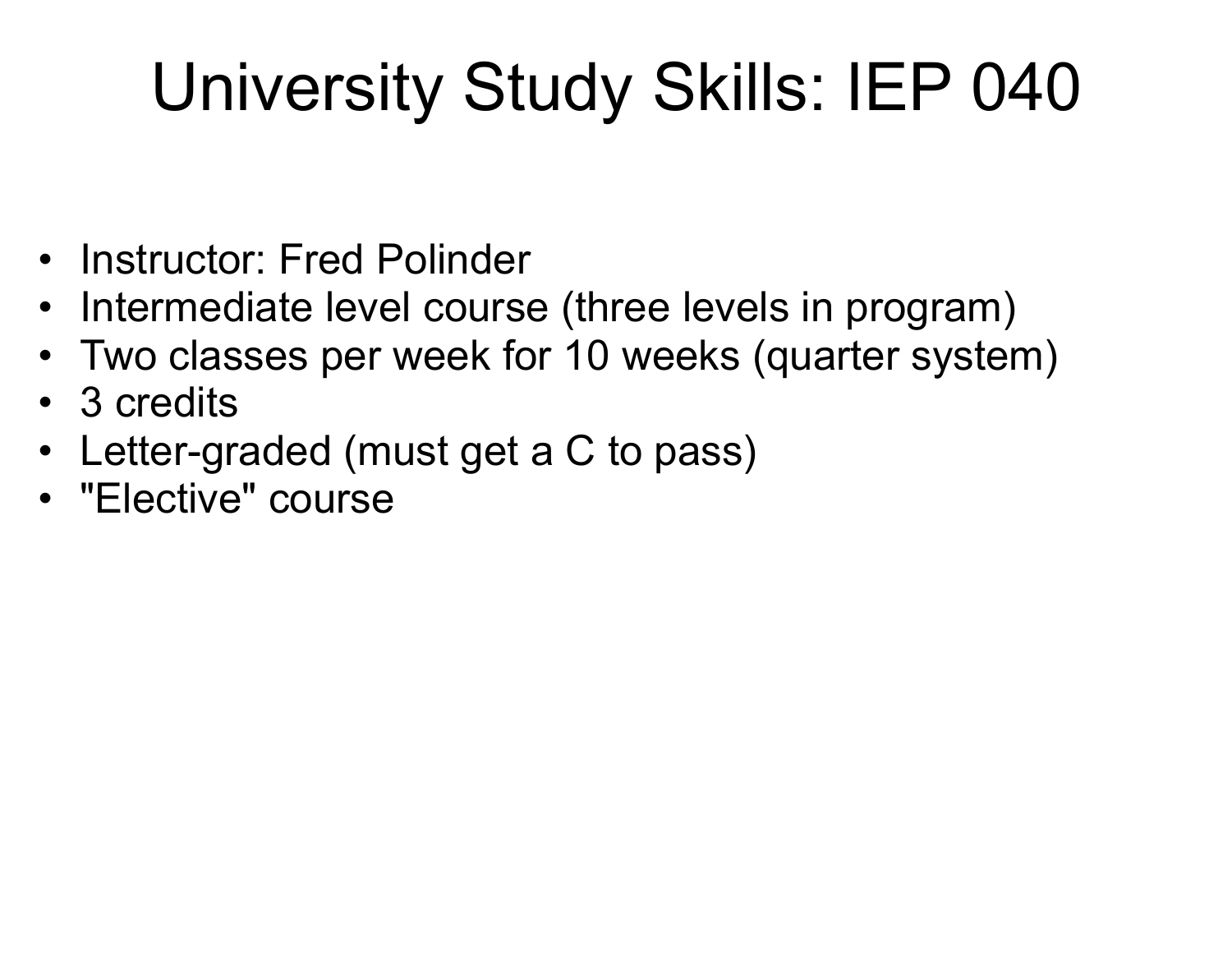# University Study Skills: IEP 040

- Instructor: Fred Polinder
- Intermediate level course (three levels in program)
- Two classes per week for 10 weeks (quarter system)
- 3 credits
- Letter-graded (must get a C to pass)
- "Elective" course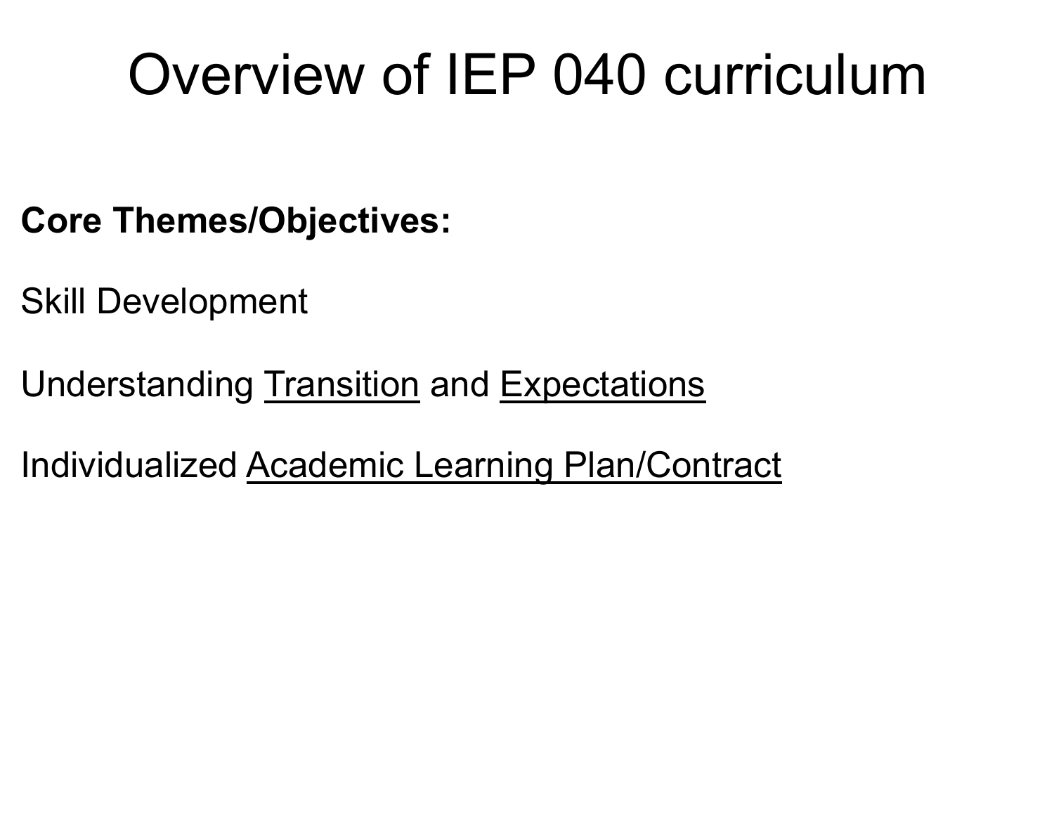# Overview of IEP 040 curriculum

**Core Themes/Objectives:**

Skill Development

Understanding Transition and Expectations

Individualized Academic Learning Plan/Contract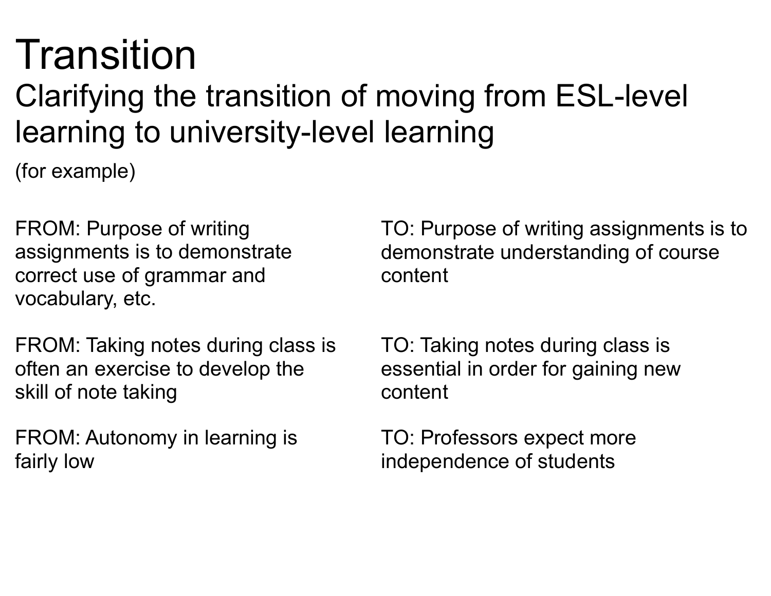# Transition

## Clarifying the transition of moving from ESL-level learning to university-level learning

(for example)

| FROM | TO |
| --- | --- |
| FROM: Purpose of writing assignments is to demonstrate correct use of grammar and vocabulary, etc. | TO: Purpose of writing assignments is to demonstrate understanding of course content |
| FROM: Taking notes during class is often an exercise to develop the skill of note taking | TO: Taking notes during class is essential in order for gaining new content |
| FROM: Autonomy in learning is fairly low | TO: Professors expect more independence of students |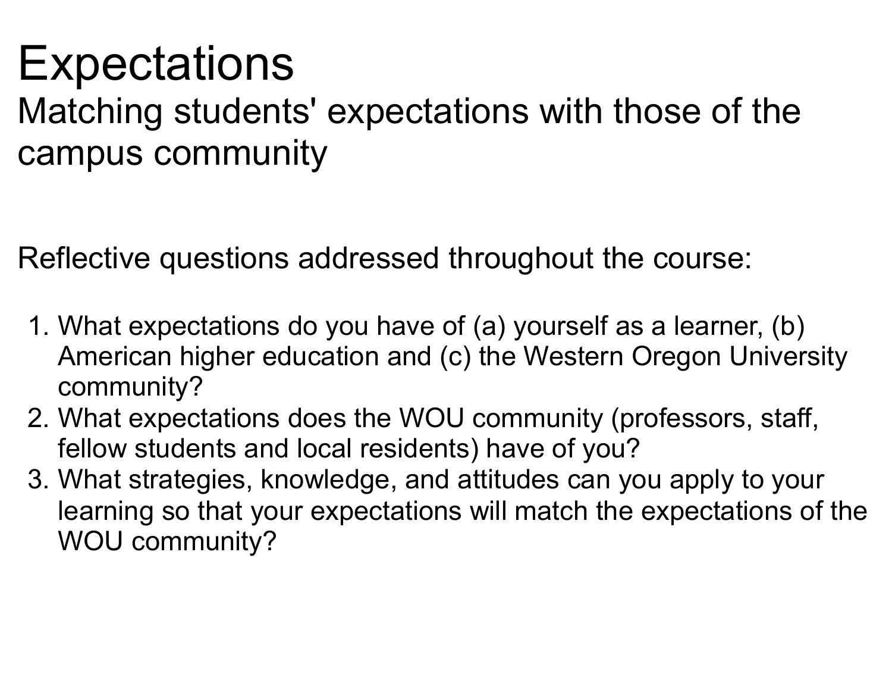# Expectations

## Matching students' expectations with those of the campus community

Reflective questions addressed throughout the course:

1. What expectations do you have of (a) yourself as a learner, (b) American higher education and (c) the Western Oregon University community?
2. What expectations does the WOU community (professors, staff, fellow students and local residents) have of you?
3. What strategies, knowledge, and attitudes can you apply to your learning so that your expectations will match the expectations of the WOU community?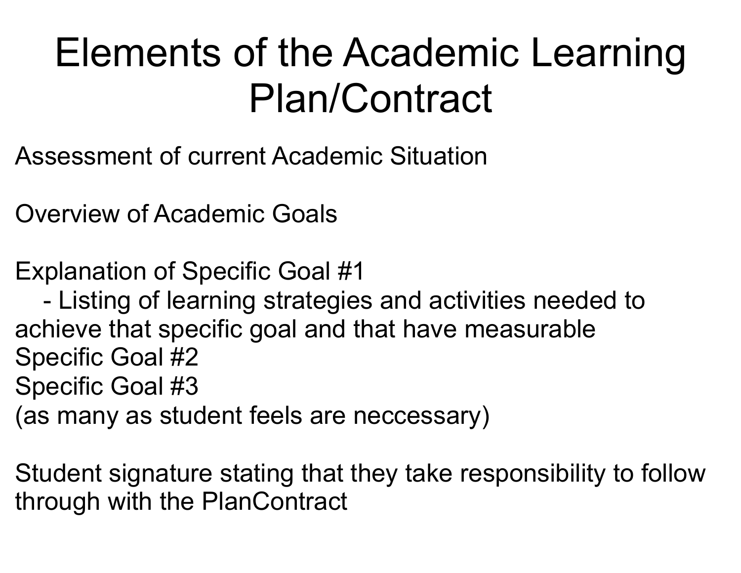# Elements of the Academic Learning Plan/Contract

Assessment of current Academic Situation

Overview of Academic Goals

Explanation of Specific Goal #1
- Listing of learning strategies and activities needed to achieve that specific goal and that have measurable

Specific Goal #2
Specific Goal #3
(as many as student feels are neccessary)

Student signature stating that they take responsibility to follow through with the PlanContract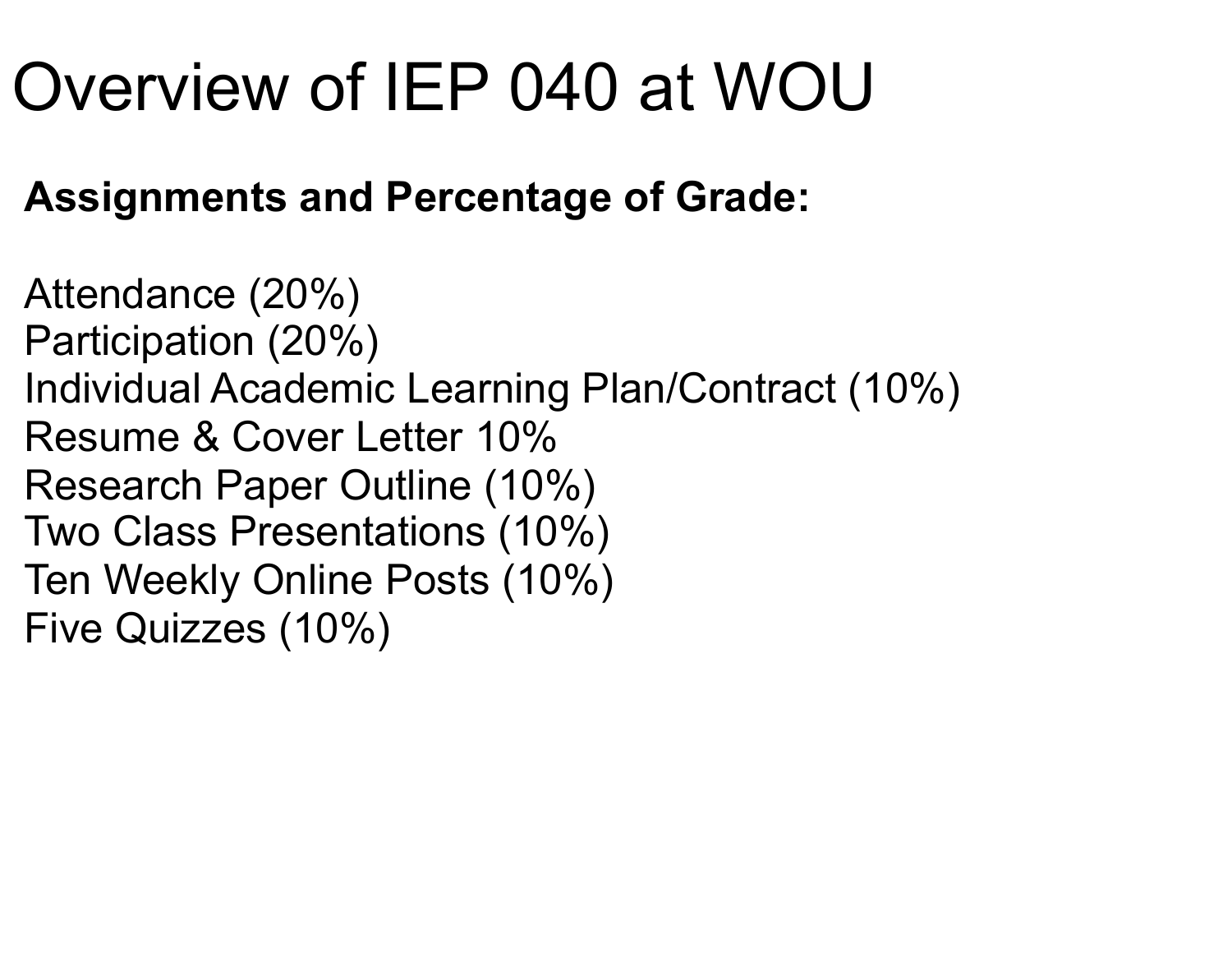# Overview of IEP 040 at WOU

**Assignments and Percentage of Grade:**

Attendance (20%)
Participation (20%)
Individual Academic Learning Plan/Contract (10%)
Resume & Cover Letter 10%
Research Paper Outline (10%)
Two Class Presentations (10%)
Ten Weekly Online Posts (10%)
Five Quizzes (10%)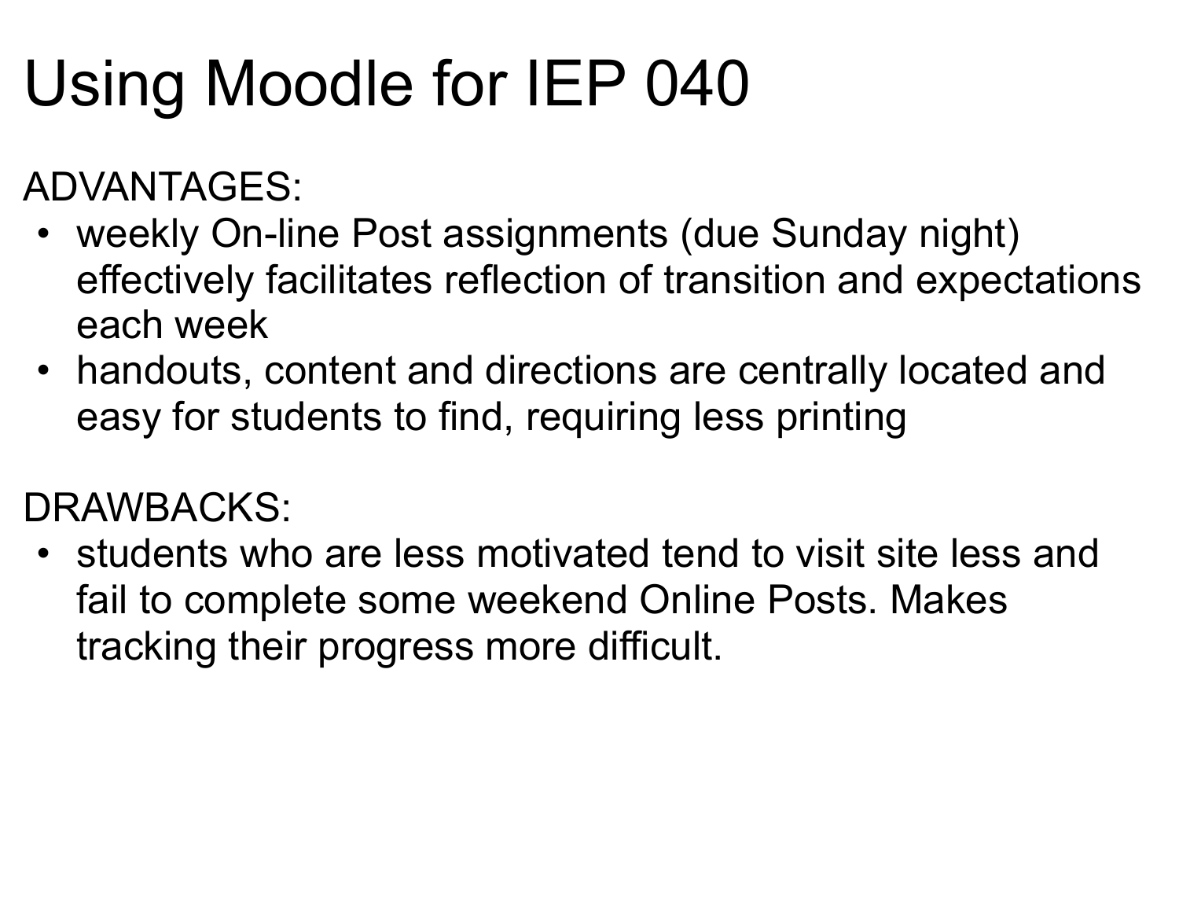# Using Moodle for IEP 040

ADVANTAGES:

- weekly On-line Post assignments (due Sunday night) effectively facilitates reflection of transition and expectations each week
- handouts, content and directions are centrally located and easy for students to find, requiring less printing

DRAWBACKS:

- students who are less motivated tend to visit site less and fail to complete some weekend Online Posts. Makes tracking their progress more difficult.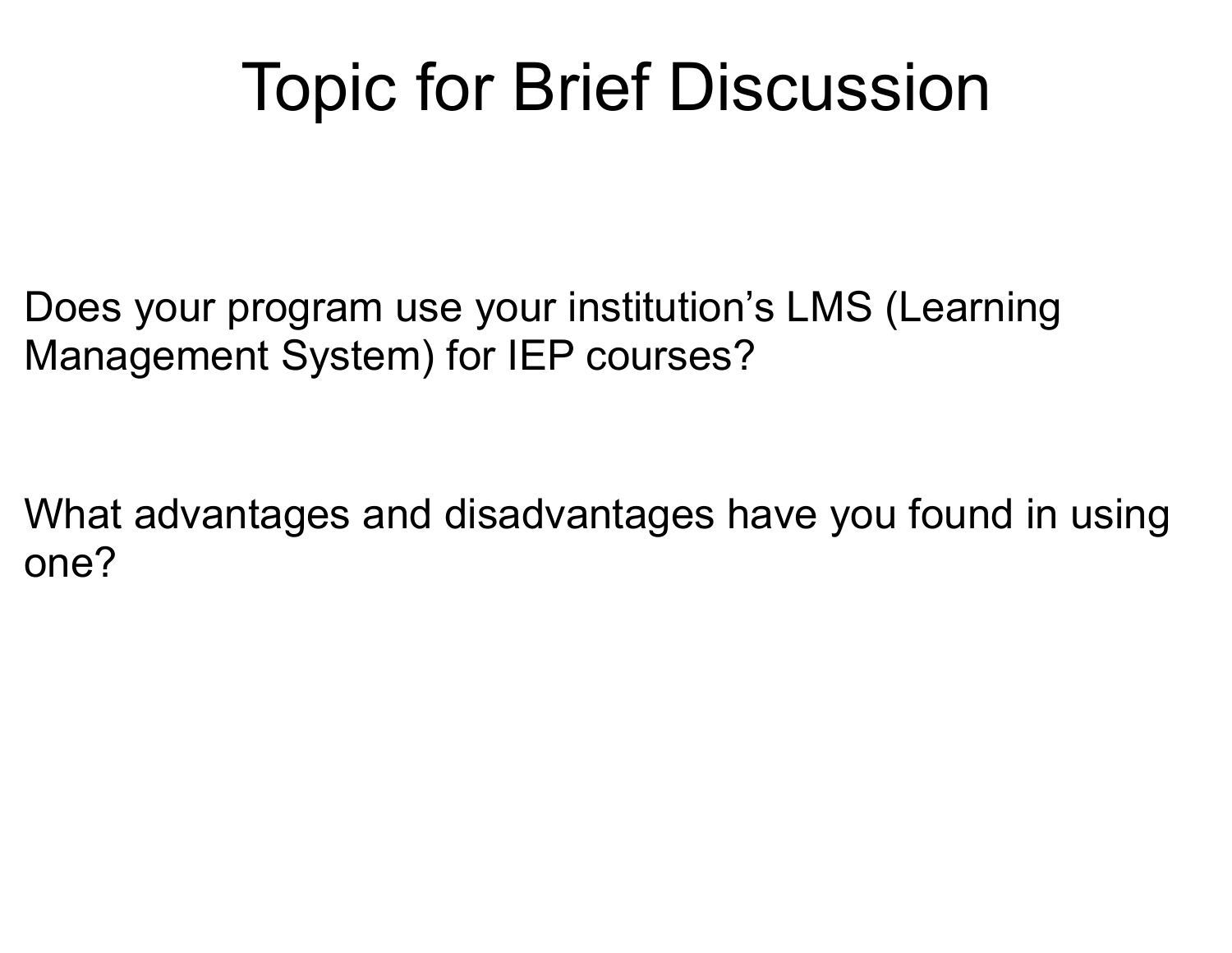# Topic for Brief Discussion

Does your program use your institution's LMS (Learning Management System) for IEP courses?

What advantages and disadvantages have you found in using one?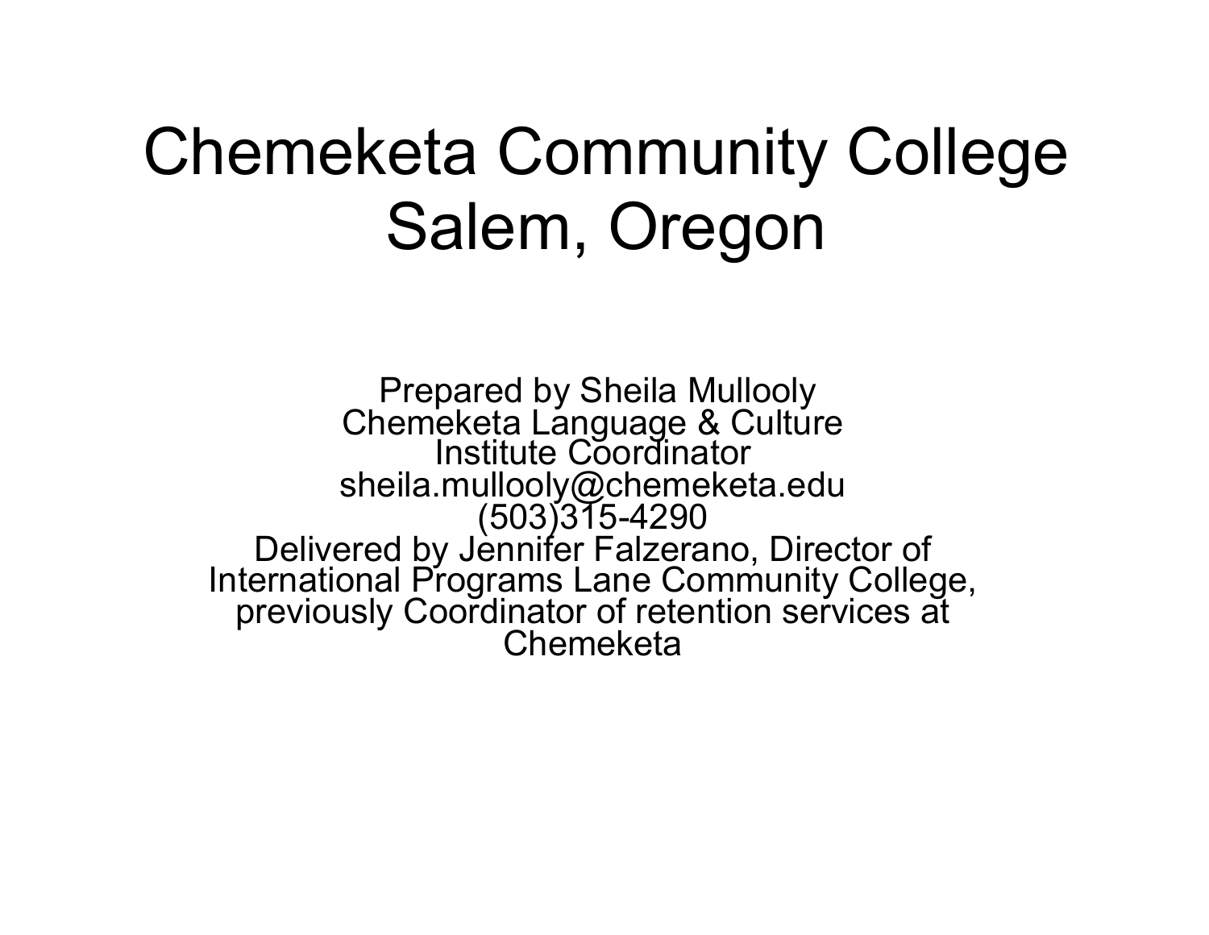# Chemeketa Community College Salem, Oregon

Prepared by Sheila Mullooly
Chemeketa Language & Culture Institute Coordinator
sheila.mullooly@chemeketa.edu
(503)315-4290
Delivered by Jennifer Falzerano, Director of International Programs Lane Community College, previously Coordinator of retention services at Chemeketa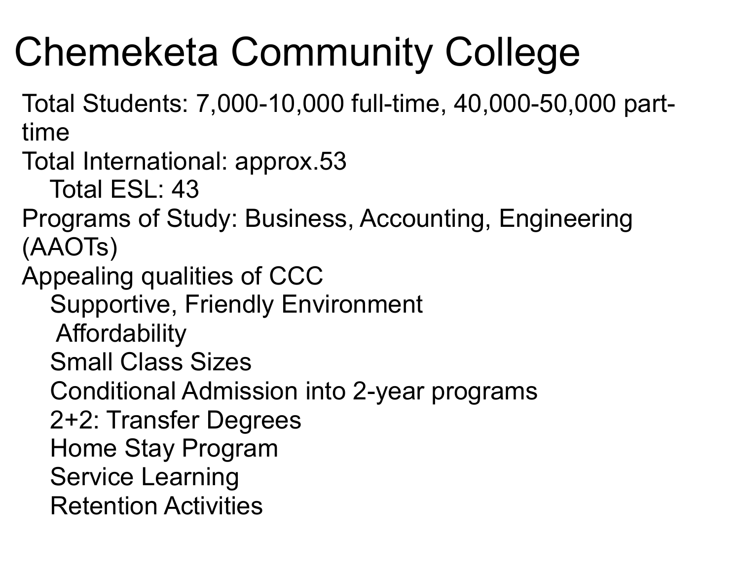# Chemeketa Community College

Total Students: 7,000-10,000 full-time, 40,000-50,000 part-time

Total International: approx.53

- Total ESL: 43

Programs of Study: Business, Accounting, Engineering (AAOTs)

Appealing qualities of CCC

- Supportive, Friendly Environment
- Affordability
- Small Class Sizes
- Conditional Admission into 2-year programs
- 2+2: Transfer Degrees
- Home Stay Program
- Service Learning
- Retention Activities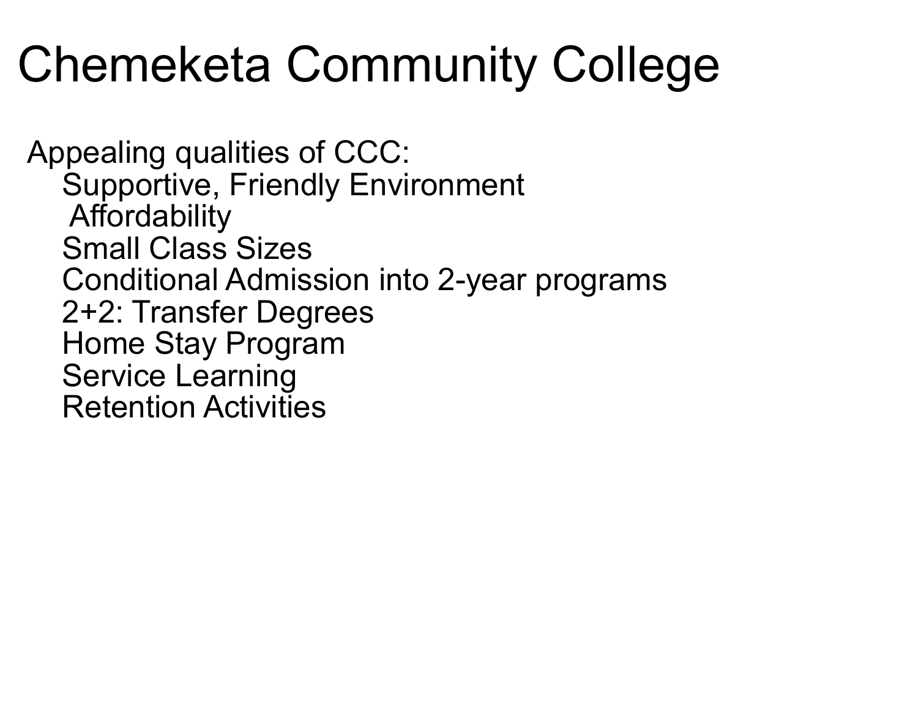# Chemeketa Community College

Appealing qualities of CCC:

- Supportive, Friendly Environment
- Affordability
- Small Class Sizes
- Conditional Admission into 2-year programs
- 2+2: Transfer Degrees
- Home Stay Program
- Service Learning
- Retention Activities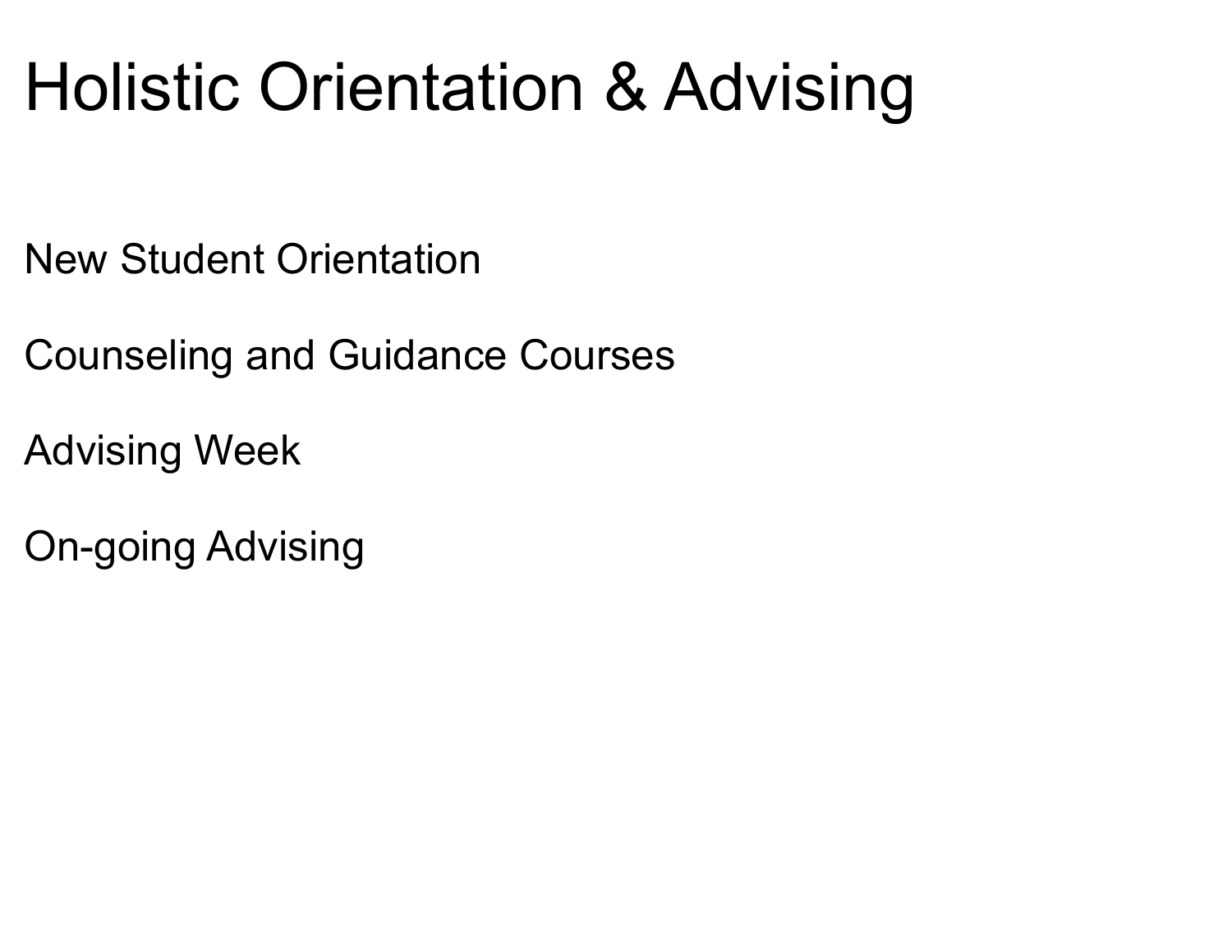# Holistic Orientation & Advising

New Student Orientation

Counseling and Guidance Courses

Advising Week

On-going Advising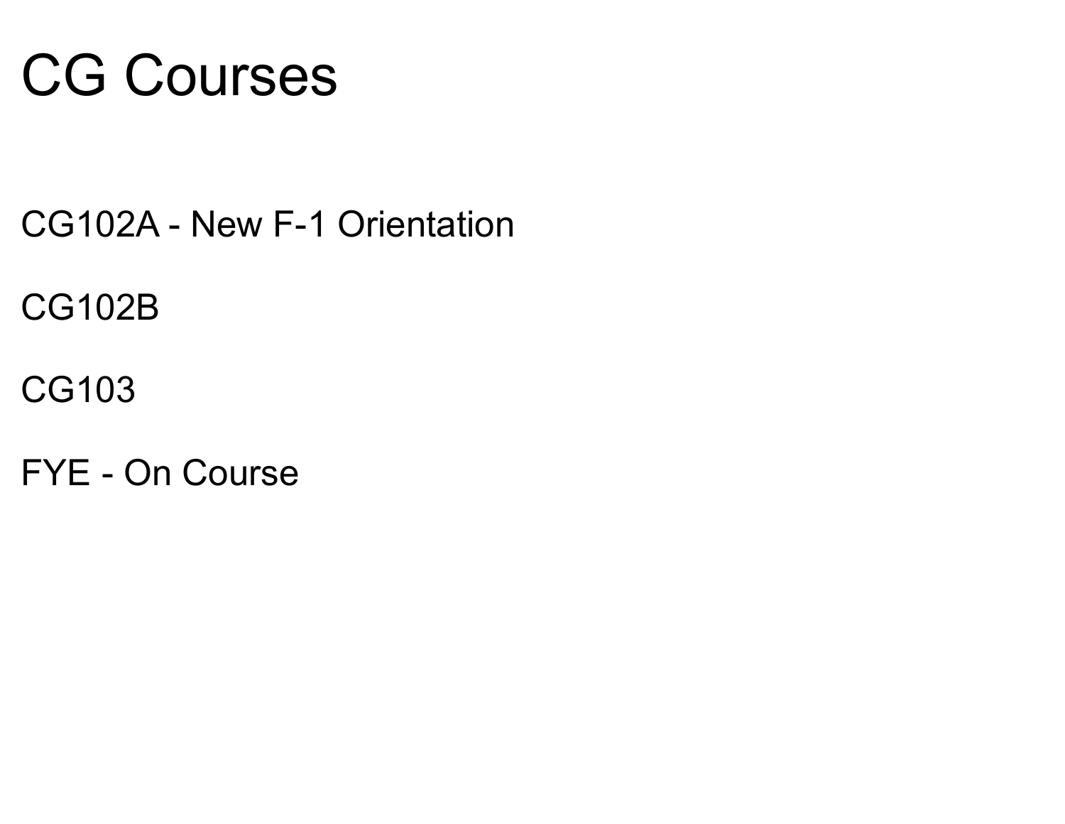# CG Courses

CG102A - New F-1 Orientation

CG102B

CG103

FYE - On Course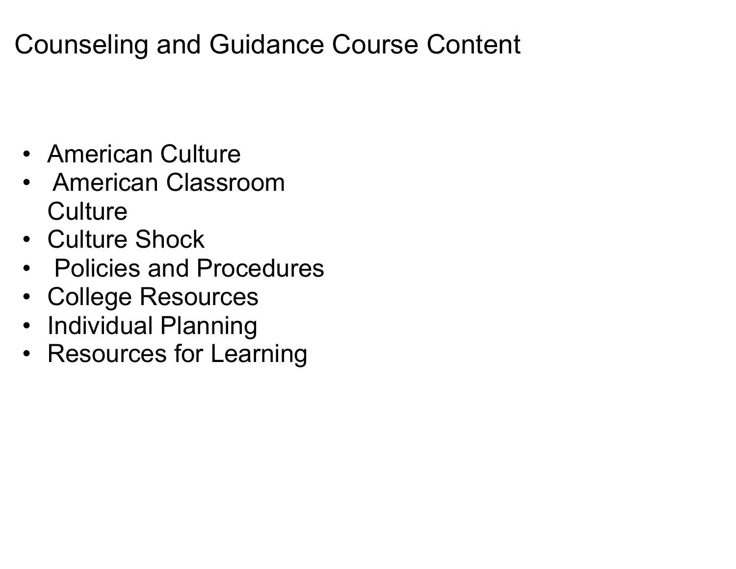# Counseling and Guidance Course Content

- American Culture
- American Classroom Culture
- Culture Shock
- Policies and Procedures
- College Resources
- Individual Planning
- Resources for Learning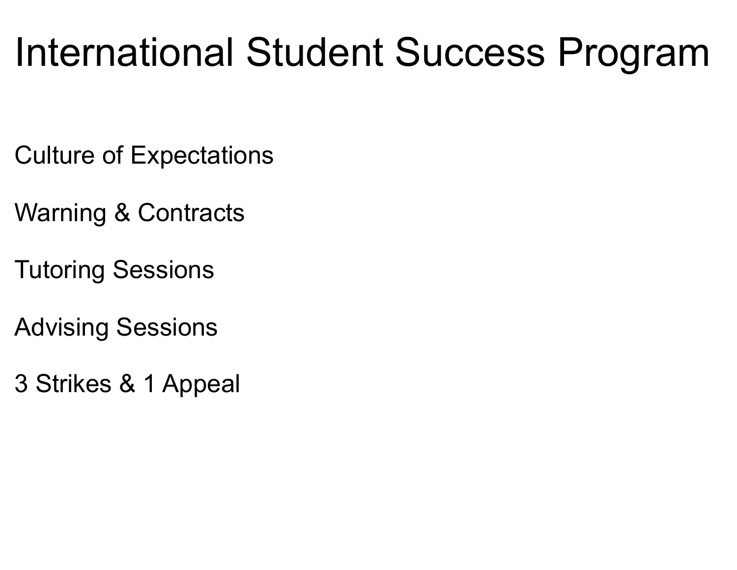# International Student Success Program

Culture of Expectations

Warning & Contracts

Tutoring Sessions

Advising Sessions

3 Strikes & 1 Appeal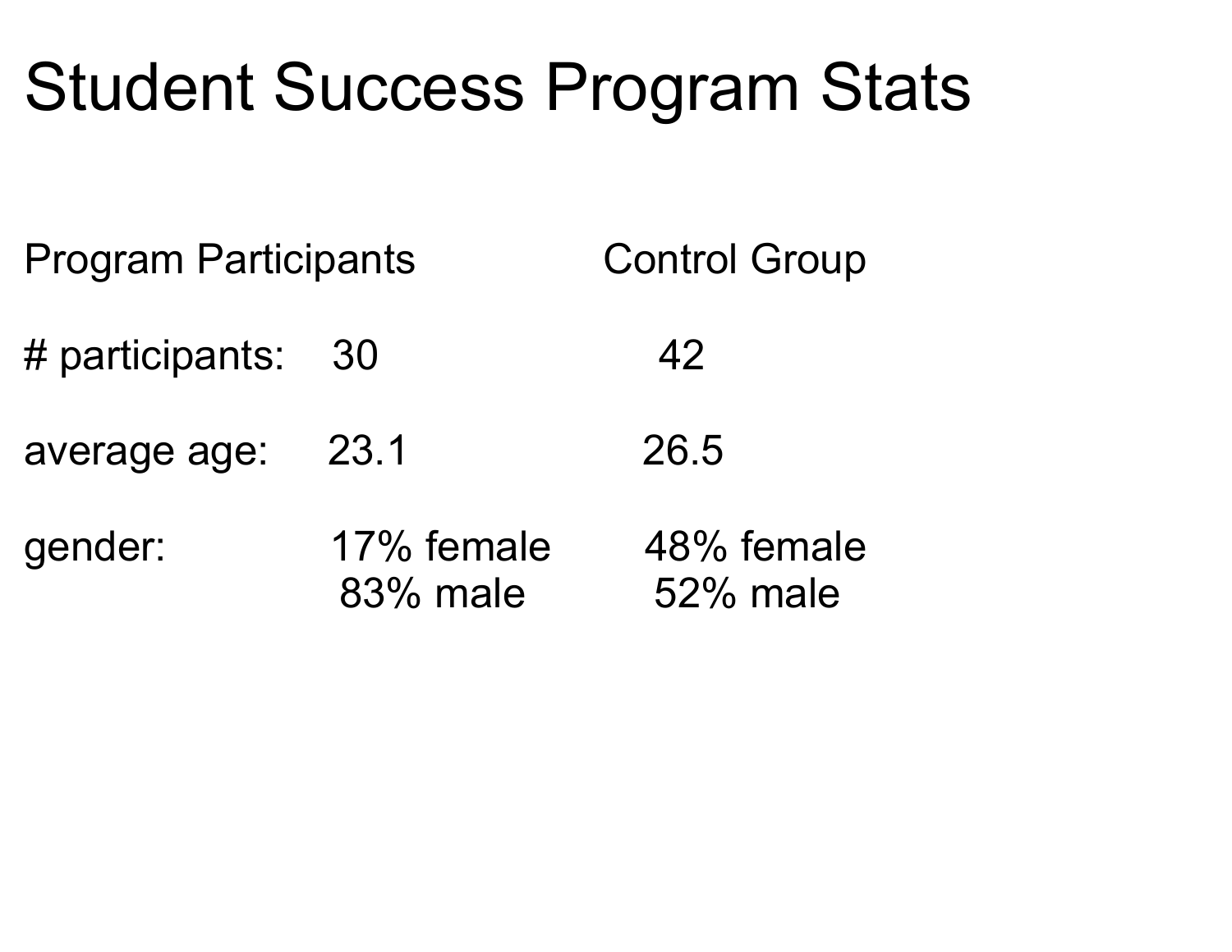# Student Success Program Stats

| | Program Participants | Control Group |
|---|---|---|
| # participants: | 30 | 42 |
| average age: | 23.1 | 26.5 |
| gender: | 17% female<br>83% male | 48% female<br>52% male |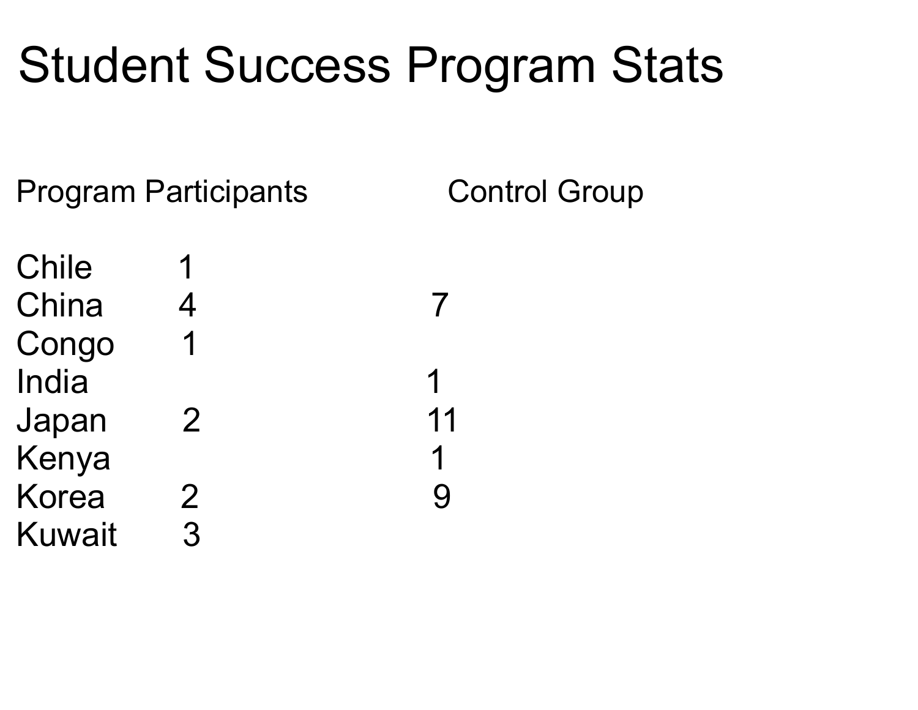# Student Success Program Stats

| | Program Participants | Control Group |
|---|---|---|
| Chile | 1 | |
| China | 4 | 7 |
| Congo | 1 | |
| India | | 1 |
| Japan | 2 | 11 |
| Kenya | | 1 |
| Korea | 2 | 9 |
| Kuwait | 3 | |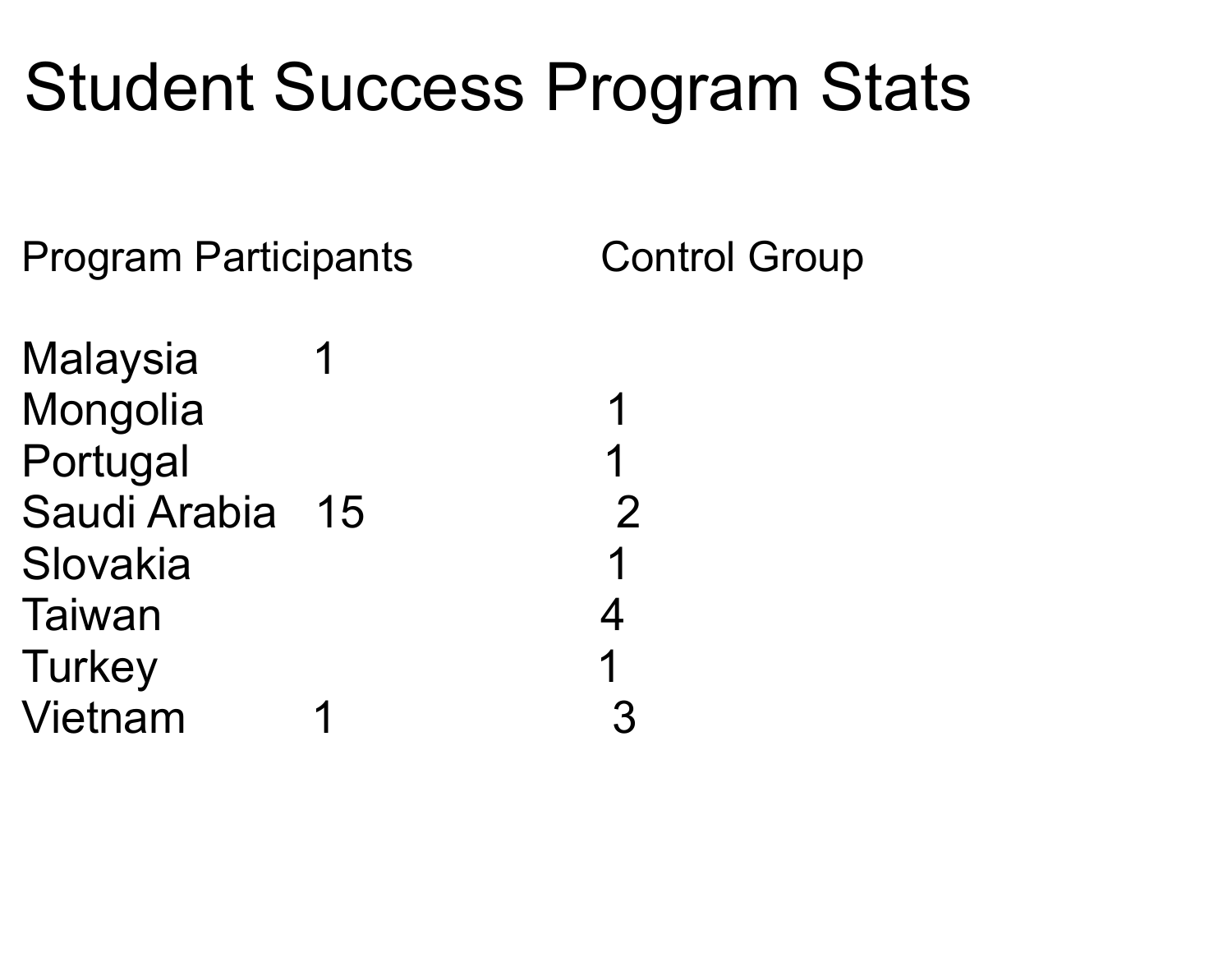# Student Success Program Stats

| | Program Participants | Control Group |
|---|---|---|
| Malaysia | 1 | |
| Mongolia | | 1 |
| Portugal | | 1 |
| Saudi Arabia | 15 | 2 |
| Slovakia | | 1 |
| Taiwan | | 4 |
| Turkey | | 1 |
| Vietnam | 1 | 3 |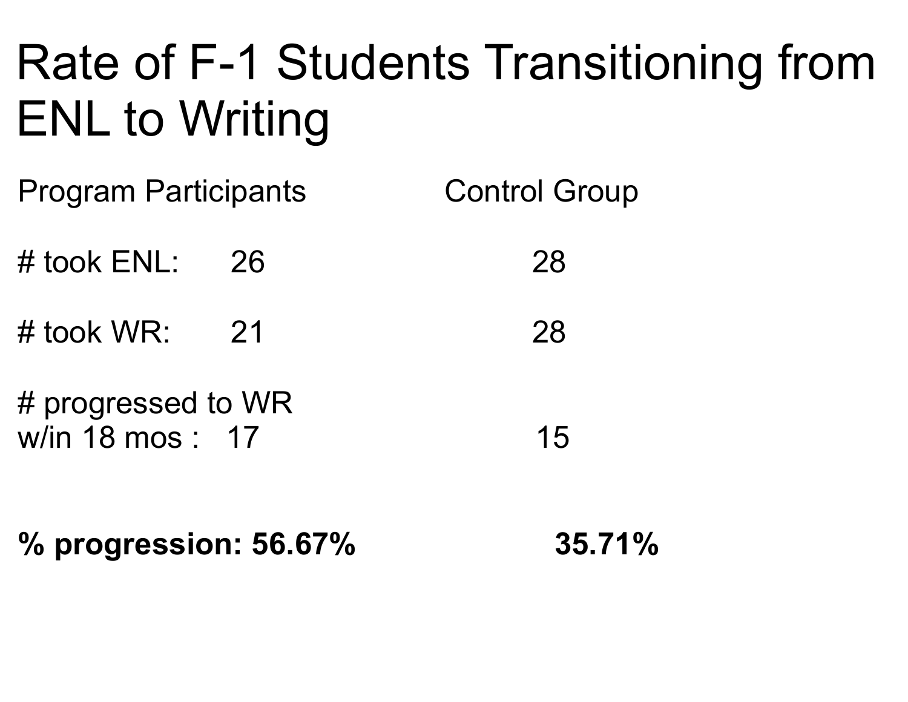# Rate of F-1 Students Transitioning from ENL to Writing

| | Program Participants | Control Group |
|---|---|---|
| # took ENL: | 26 | 28 |
| # took WR: | 21 | 28 |
| # progressed to WR w/in 18 mos : | 17 | 15 |
| **% progression:** | **56.67%** | **35.71%** |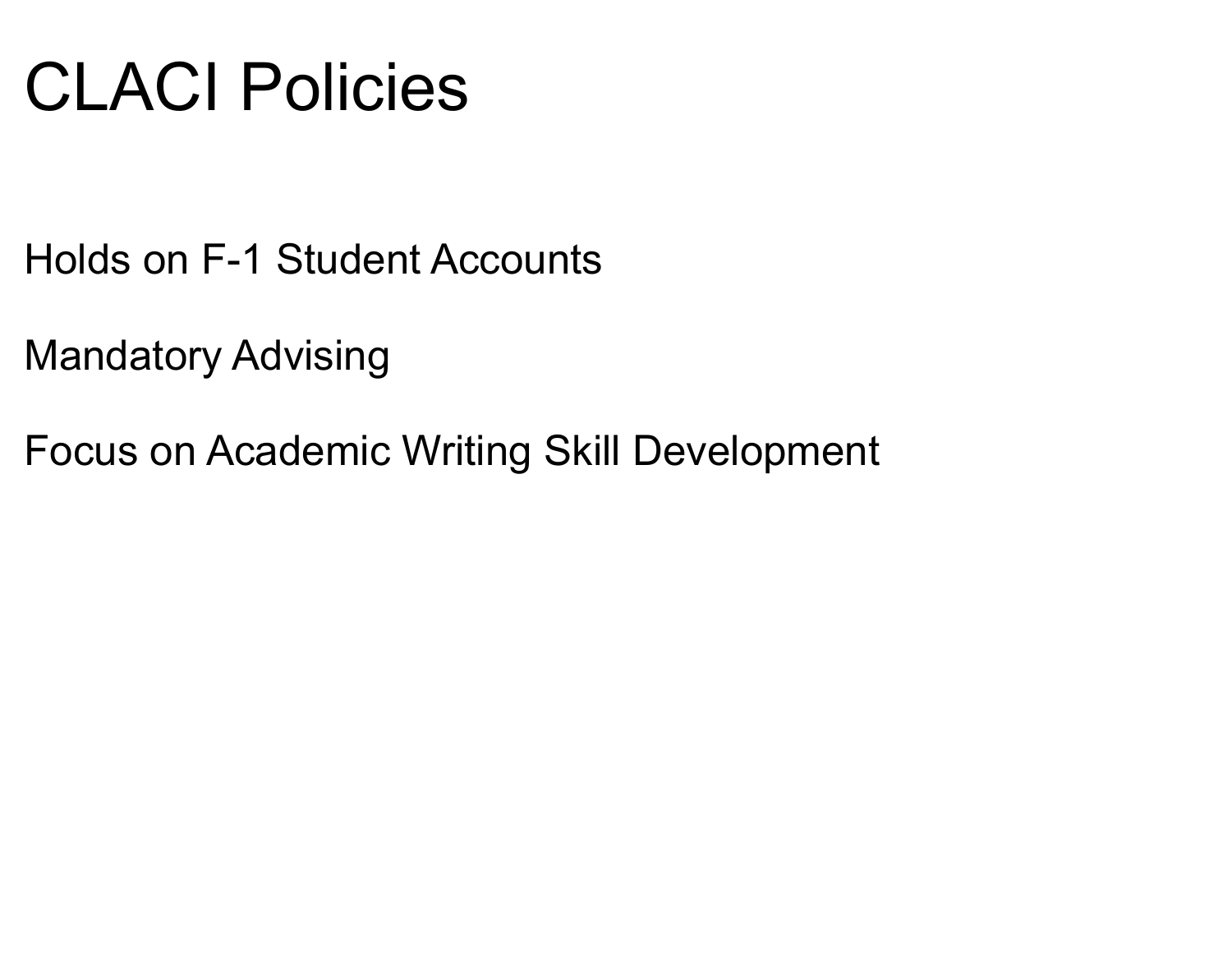# CLACI Policies

Holds on F-1 Student Accounts

Mandatory Advising

Focus on Academic Writing Skill Development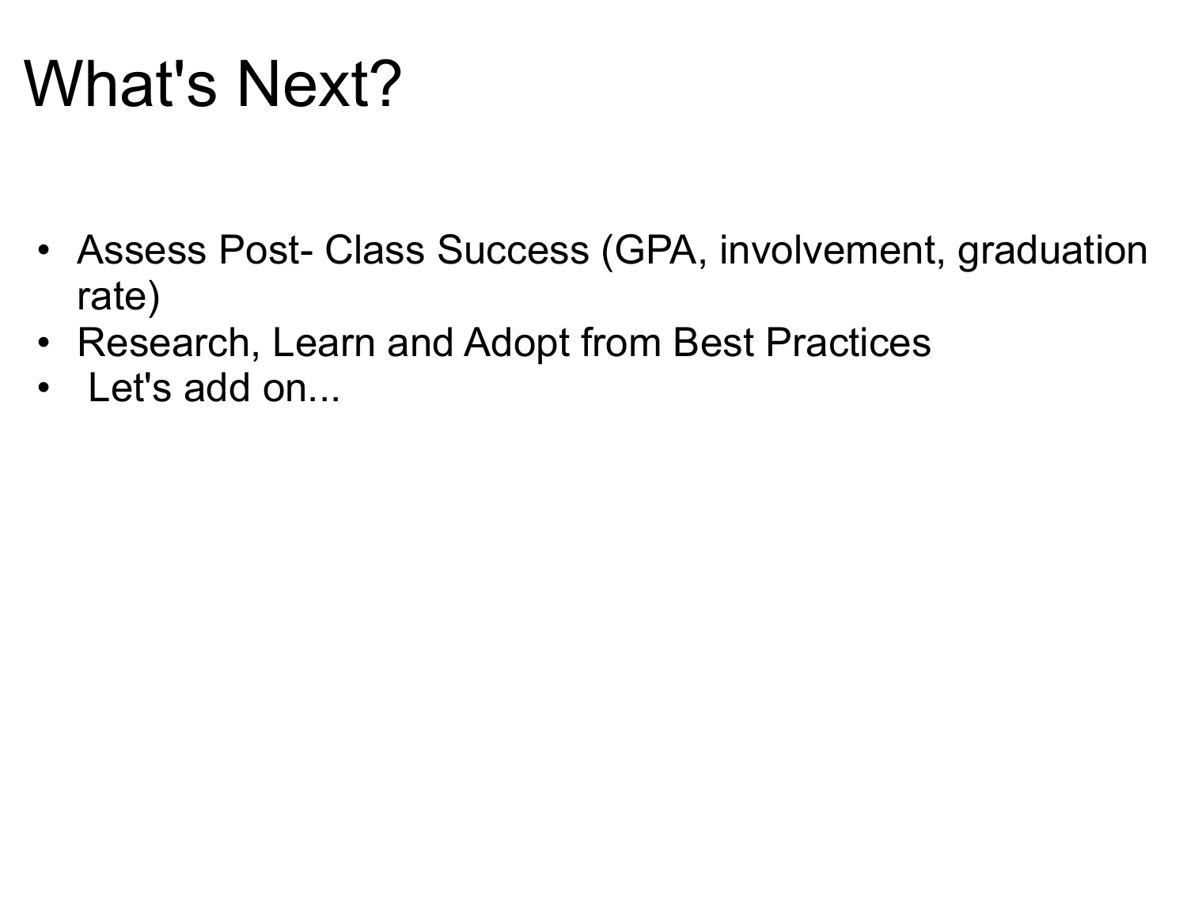# What's Next?

- Assess Post- Class Success (GPA, involvement, graduation rate)
- Research, Learn and Adopt from Best Practices
- Let's add on...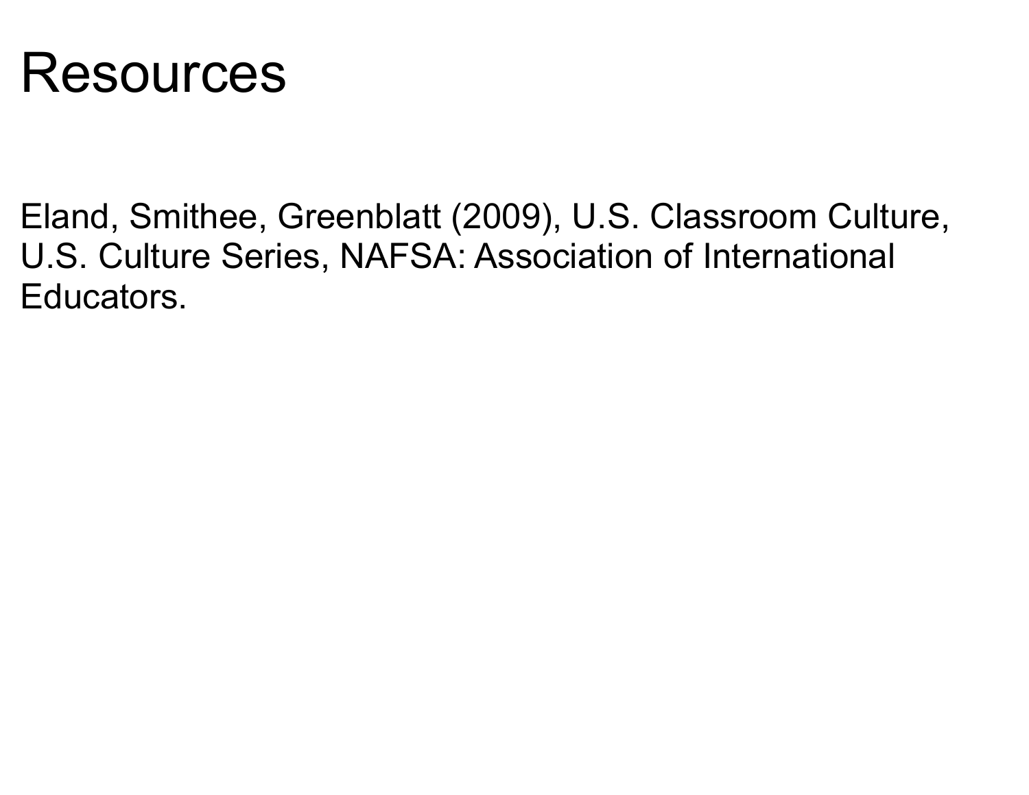# Resources

Eland, Smithee, Greenblatt (2009), U.S. Classroom Culture, U.S. Culture Series, NAFSA: Association of International Educators.